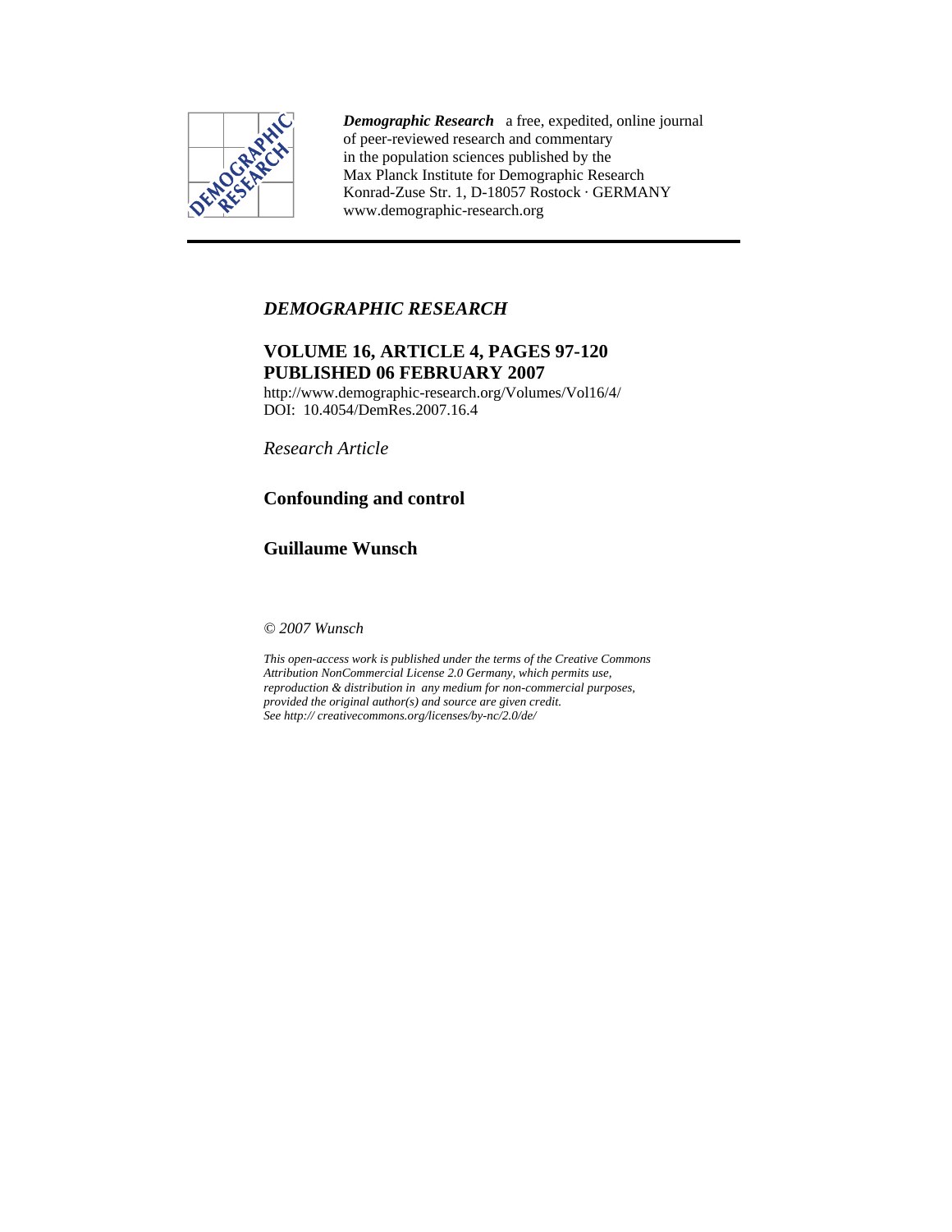*Demographic Research* a free, expedited, online journal of peer-reviewed research and commentary in the population sciences published by the Max Planck Institute for Demographic Research Konrad-Zuse Str. 1, D-18057 Rostock · GERMANY www.demographic-research.org

---

*DEMOGRAPHIC RESEARCH*

**VOLUME 16, ARTICLE 4, PAGES 97-120**
**PUBLISHED 06 FEBRUARY 2007**

http://www.demographic-research.org/Volumes/Vol16/4/
DOI: 10.4054/DemRes.2007.16.4

*Research Article*

# Confounding and control

**Guillaume Wunsch**

*© 2007 Wunsch*

*This open-access work is published under the terms of the Creative Commons Attribution NonCommercial License 2.0 Germany, which permits use, reproduction & distribution in any medium for non-commercial purposes, provided the original author(s) and source are given credit.*
*See http:// creativecommons.org/licenses/by-nc/2.0/de/*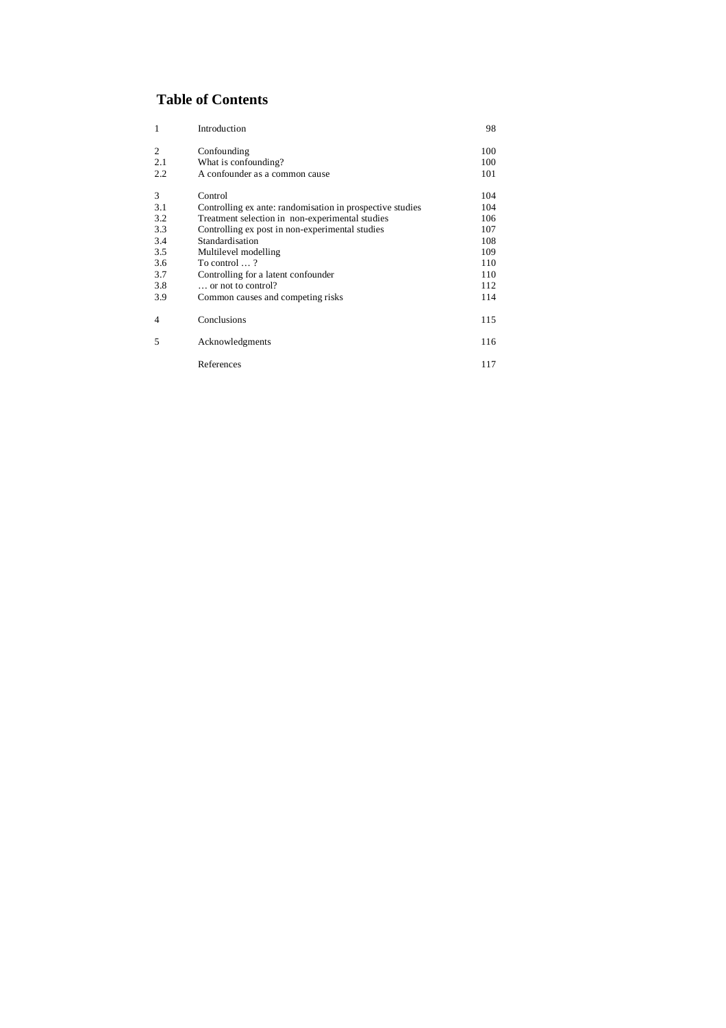## Table of Contents

| | | |
|---|---|---|
| 1 | Introduction | 98 |
| 2 | Confounding | 100 |
| 2.1 | What is confounding? | 100 |
| 2.2 | A confounder as a common cause | 101 |
| 3 | Control | 104 |
| 3.1 | Controlling ex ante: randomisation in prospective studies | 104 |
| 3.2 | Treatment selection in non-experimental studies | 106 |
| 3.3 | Controlling ex post in non-experimental studies | 107 |
| 3.4 | Standardisation | 108 |
| 3.5 | Multilevel modelling | 109 |
| 3.6 | To control … ? | 110 |
| 3.7 | Controlling for a latent confounder | 110 |
| 3.8 | … or not to control? | 112 |
| 3.9 | Common causes and competing risks | 114 |
| 4 | Conclusions | 115 |
| 5 | Acknowledgments | 116 |
| | References | 117 |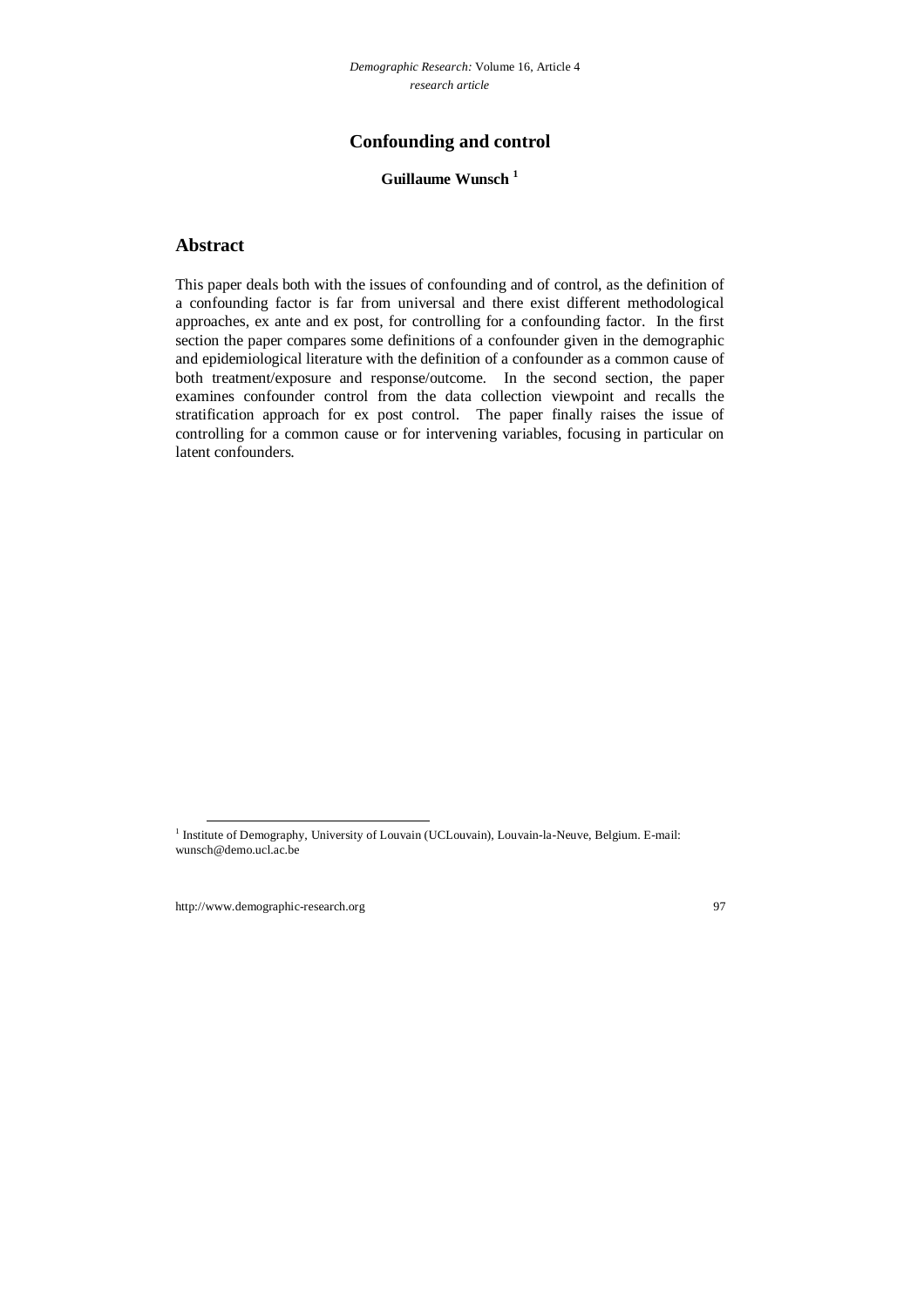# Confounding and control

**Guillaume Wunsch** [1]

## Abstract

This paper deals both with the issues of confounding and of control, as the definition of a confounding factor is far from universal and there exist different methodological approaches, ex ante and ex post, for controlling for a confounding factor. In the first section the paper compares some definitions of a confounder given in the demographic and epidemiological literature with the definition of a confounder as a common cause of both treatment/exposure and response/outcome. In the second section, the paper examines confounder control from the data collection viewpoint and recalls the stratification approach for ex post control. The paper finally raises the issue of controlling for a common cause or for intervening variables, focusing in particular on latent confounders.

[1] Institute of Demography, University of Louvain (UCLouvain), Louvain-la-Neuve, Belgium. E-mail: wunsch@demo.ucl.ac.be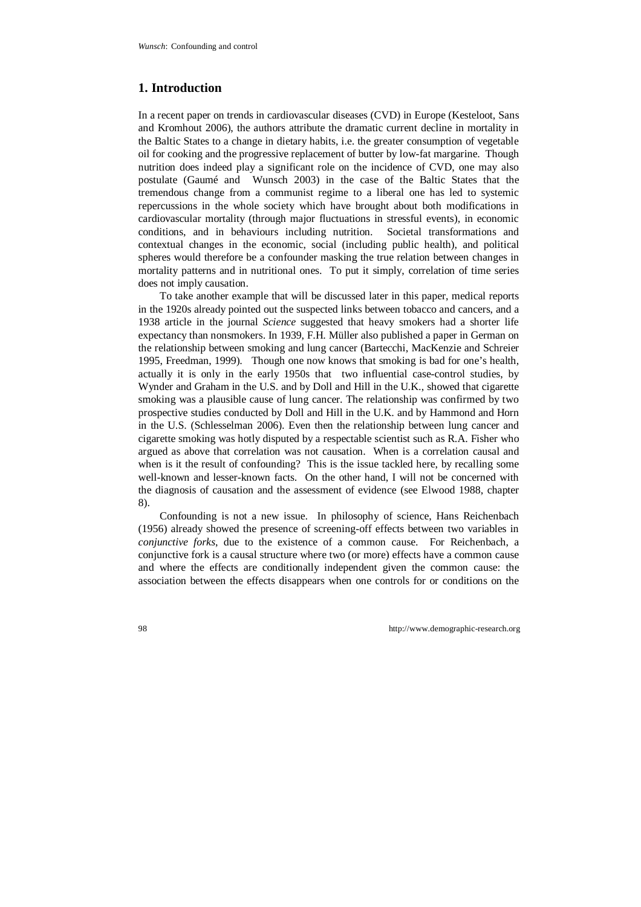## 1. Introduction

In a recent paper on trends in cardiovascular diseases (CVD) in Europe (Kesteloot, Sans and Kromhout 2006), the authors attribute the dramatic current decline in mortality in the Baltic States to a change in dietary habits, i.e. the greater consumption of vegetable oil for cooking and the progressive replacement of butter by low-fat margarine. Though nutrition does indeed play a significant role on the incidence of CVD, one may also postulate (Gaumé and Wunsch 2003) in the case of the Baltic States that the tremendous change from a communist regime to a liberal one has led to systemic repercussions in the whole society which have brought about both modifications in cardiovascular mortality (through major fluctuations in stressful events), in economic conditions, and in behaviours including nutrition. Societal transformations and contextual changes in the economic, social (including public health), and political spheres would therefore be a confounder masking the true relation between changes in mortality patterns and in nutritional ones. To put it simply, correlation of time series does not imply causation.

To take another example that will be discussed later in this paper, medical reports in the 1920s already pointed out the suspected links between tobacco and cancers, and a 1938 article in the journal *Science* suggested that heavy smokers had a shorter life expectancy than nonsmokers. In 1939, F.H. Müller also published a paper in German on the relationship between smoking and lung cancer (Bartecchi, MacKenzie and Schreier 1995, Freedman, 1999). Though one now knows that smoking is bad for one's health, actually it is only in the early 1950s that two influential case-control studies, by Wynder and Graham in the U.S. and by Doll and Hill in the U.K., showed that cigarette smoking was a plausible cause of lung cancer. The relationship was confirmed by two prospective studies conducted by Doll and Hill in the U.K. and by Hammond and Horn in the U.S. (Schlesselman 2006). Even then the relationship between lung cancer and cigarette smoking was hotly disputed by a respectable scientist such as R.A. Fisher who argued as above that correlation was not causation. When is a correlation causal and when is it the result of confounding? This is the issue tackled here, by recalling some well-known and lesser-known facts. On the other hand, I will not be concerned with the diagnosis of causation and the assessment of evidence (see Elwood 1988, chapter 8).

Confounding is not a new issue. In philosophy of science, Hans Reichenbach (1956) already showed the presence of screening-off effects between two variables in *conjunctive forks*, due to the existence of a common cause. For Reichenbach, a conjunctive fork is a causal structure where two (or more) effects have a common cause and where the effects are conditionally independent given the common cause: the association between the effects disappears when one controls for or conditions on the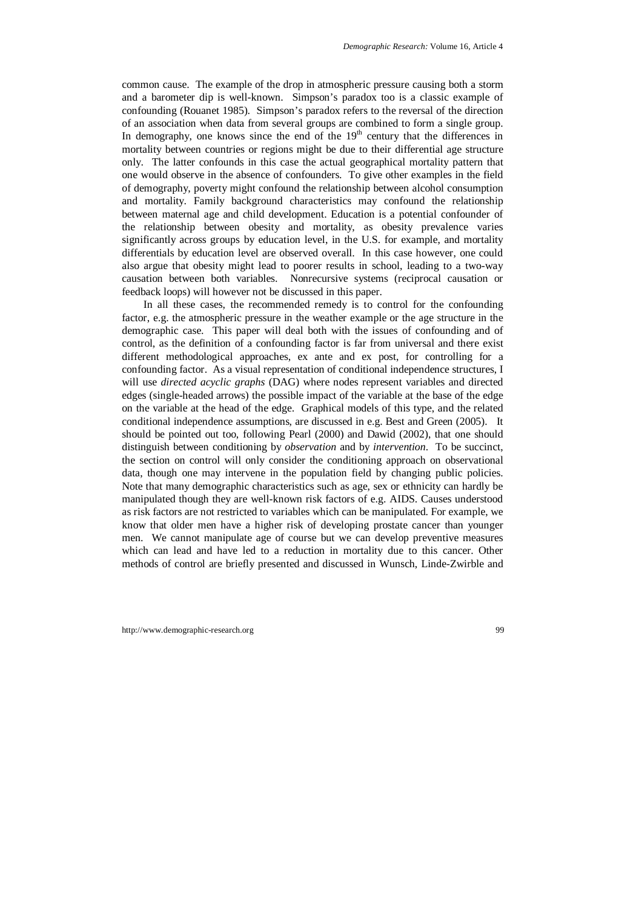common cause. The example of the drop in atmospheric pressure causing both a storm and a barometer dip is well-known. Simpson's paradox too is a classic example of confounding (Rouanet 1985). Simpson's paradox refers to the reversal of the direction of an association when data from several groups are combined to form a single group. In demography, one knows since the end of the 19th century that the differences in mortality between countries or regions might be due to their differential age structure only. The latter confounds in this case the actual geographical mortality pattern that one would observe in the absence of confounders. To give other examples in the field of demography, poverty might confound the relationship between alcohol consumption and mortality. Family background characteristics may confound the relationship between maternal age and child development. Education is a potential confounder of the relationship between obesity and mortality, as obesity prevalence varies significantly across groups by education level, in the U.S. for example, and mortality differentials by education level are observed overall. In this case however, one could also argue that obesity might lead to poorer results in school, leading to a two-way causation between both variables. Nonrecursive systems (reciprocal causation or feedback loops) will however not be discussed in this paper.

In all these cases, the recommended remedy is to control for the confounding factor, e.g. the atmospheric pressure in the weather example or the age structure in the demographic case. This paper will deal both with the issues of confounding and of control, as the definition of a confounding factor is far from universal and there exist different methodological approaches, ex ante and ex post, for controlling for a confounding factor. As a visual representation of conditional independence structures, I will use *directed acyclic graphs* (DAG) where nodes represent variables and directed edges (single-headed arrows) the possible impact of the variable at the base of the edge on the variable at the head of the edge. Graphical models of this type, and the related conditional independence assumptions, are discussed in e.g. Best and Green (2005). It should be pointed out too, following Pearl (2000) and Dawid (2002), that one should distinguish between conditioning by *observation* and by *intervention*. To be succinct, the section on control will only consider the conditioning approach on observational data, though one may intervene in the population field by changing public policies. Note that many demographic characteristics such as age, sex or ethnicity can hardly be manipulated though they are well-known risk factors of e.g. AIDS. Causes understood as risk factors are not restricted to variables which can be manipulated. For example, we know that older men have a higher risk of developing prostate cancer than younger men. We cannot manipulate age of course but we can develop preventive measures which can lead and have led to a reduction in mortality due to this cancer. Other methods of control are briefly presented and discussed in Wunsch, Linde-Zwirble and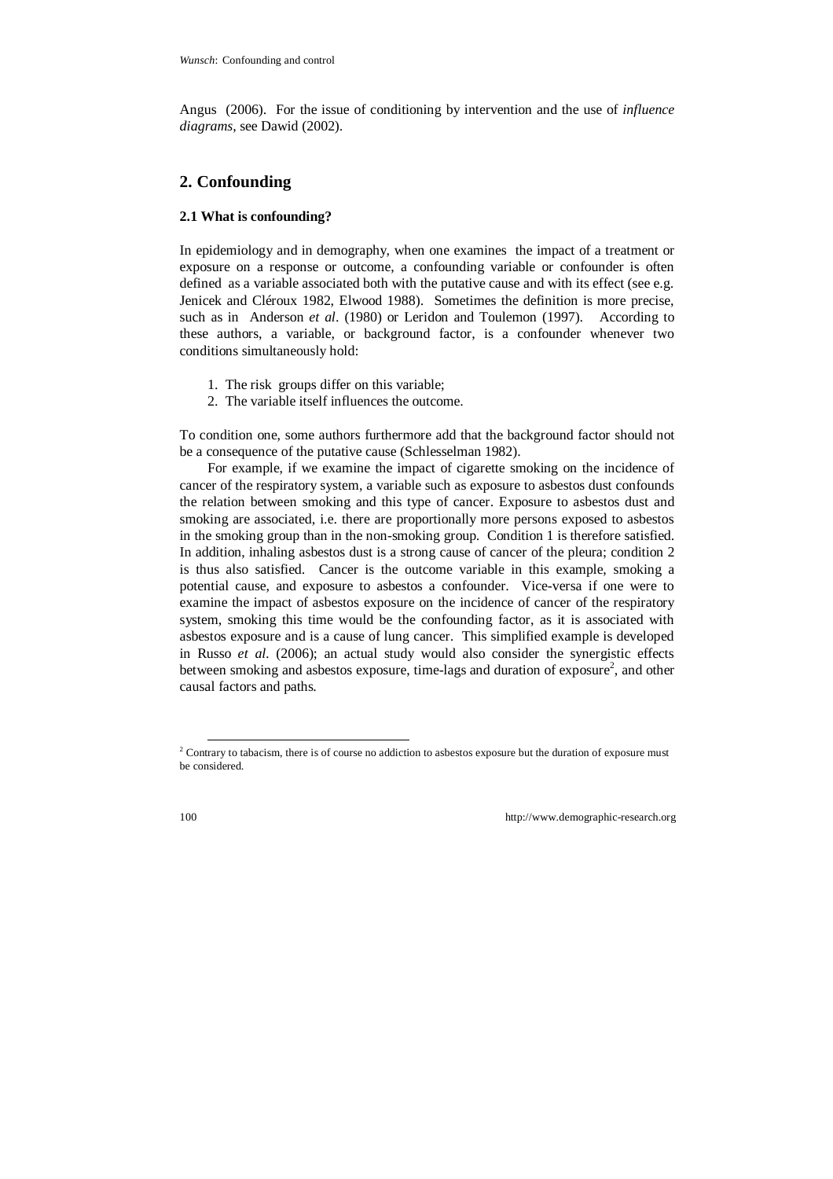Angus (2006). For the issue of conditioning by intervention and the use of *influence diagrams*, see Dawid (2002).

## 2. Confounding

### 2.1 What is confounding?

In epidemiology and in demography, when one examines the impact of a treatment or exposure on a response or outcome, a confounding variable or confounder is often defined as a variable associated both with the putative cause and with its effect (see e.g. Jenicek and Cléroux 1982, Elwood 1988). Sometimes the definition is more precise, such as in Anderson *et al*. (1980) or Leridon and Toulemon (1997). According to these authors, a variable, or background factor, is a confounder whenever two conditions simultaneously hold:

1. The risk groups differ on this variable;
2. The variable itself influences the outcome.

To condition one, some authors furthermore add that the background factor should not be a consequence of the putative cause (Schlesselman 1982).

For example, if we examine the impact of cigarette smoking on the incidence of cancer of the respiratory system, a variable such as exposure to asbestos dust confounds the relation between smoking and this type of cancer. Exposure to asbestos dust and smoking are associated, i.e. there are proportionally more persons exposed to asbestos in the smoking group than in the non-smoking group. Condition 1 is therefore satisfied. In addition, inhaling asbestos dust is a strong cause of cancer of the pleura; condition 2 is thus also satisfied. Cancer is the outcome variable in this example, smoking a potential cause, and exposure to asbestos a confounder. Vice-versa if one were to examine the impact of asbestos exposure on the incidence of cancer of the respiratory system, smoking this time would be the confounding factor, as it is associated with asbestos exposure and is a cause of lung cancer. This simplified example is developed in Russo *et al*. (2006); an actual study would also consider the synergistic effects between smoking and asbestos exposure, time-lags and duration of exposure[2], and other causal factors and paths.

[2] Contrary to tabacism, there is of course no addiction to asbestos exposure but the duration of exposure must be considered.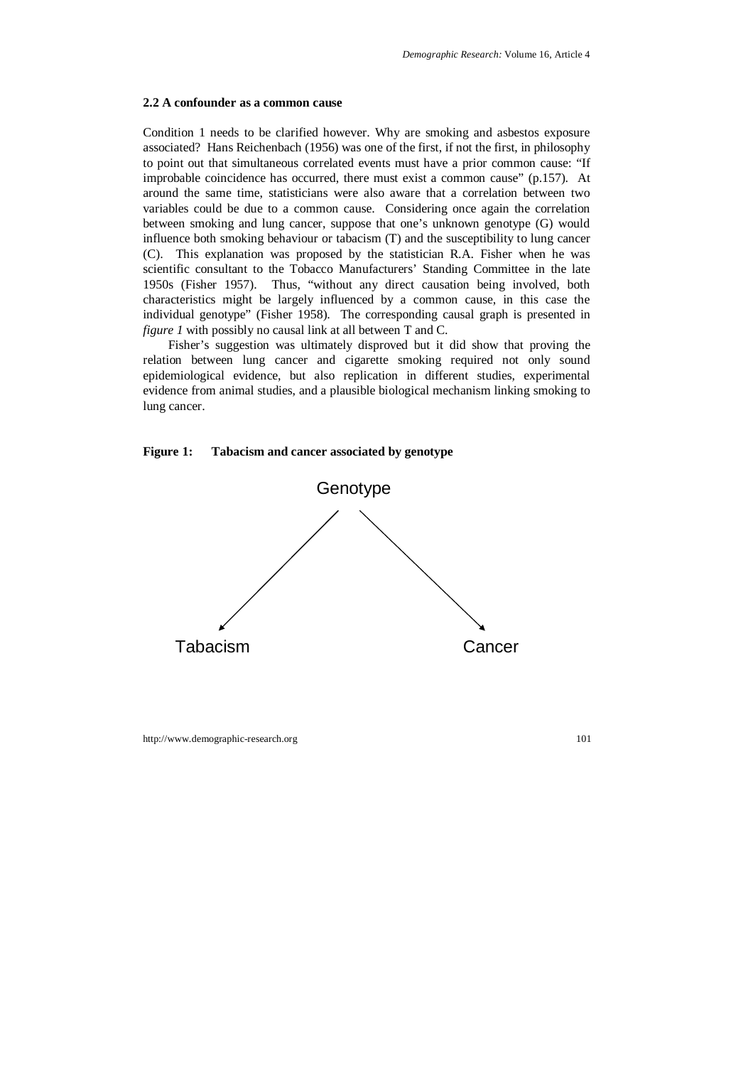### 2.2 A confounder as a common cause

Condition 1 needs to be clarified however. Why are smoking and asbestos exposure associated? Hans Reichenbach (1956) was one of the first, if not the first, in philosophy to point out that simultaneous correlated events must have a prior common cause: "If improbable coincidence has occurred, there must exist a common cause" (p.157). At around the same time, statisticians were also aware that a correlation between two variables could be due to a common cause. Considering once again the correlation between smoking and lung cancer, suppose that one's unknown genotype (G) would influence both smoking behaviour or tabacism (T) and the susceptibility to lung cancer (C). This explanation was proposed by the statistician R.A. Fisher when he was scientific consultant to the Tobacco Manufacturers' Standing Committee in the late 1950s (Fisher 1957). Thus, "without any direct causation being involved, both characteristics might be largely influenced by a common cause, in this case the individual genotype" (Fisher 1958). The corresponding causal graph is presented in *figure 1* with possibly no causal link at all between T and C.

Fisher's suggestion was ultimately disproved but it did show that proving the relation between lung cancer and cigarette smoking required not only sound epidemiological evidence, but also replication in different studies, experimental evidence from animal studies, and a plausible biological mechanism linking smoking to lung cancer.

**Figure 1: Tabacism and cancer associated by genotype**

Genotype

Tabacism

Cancer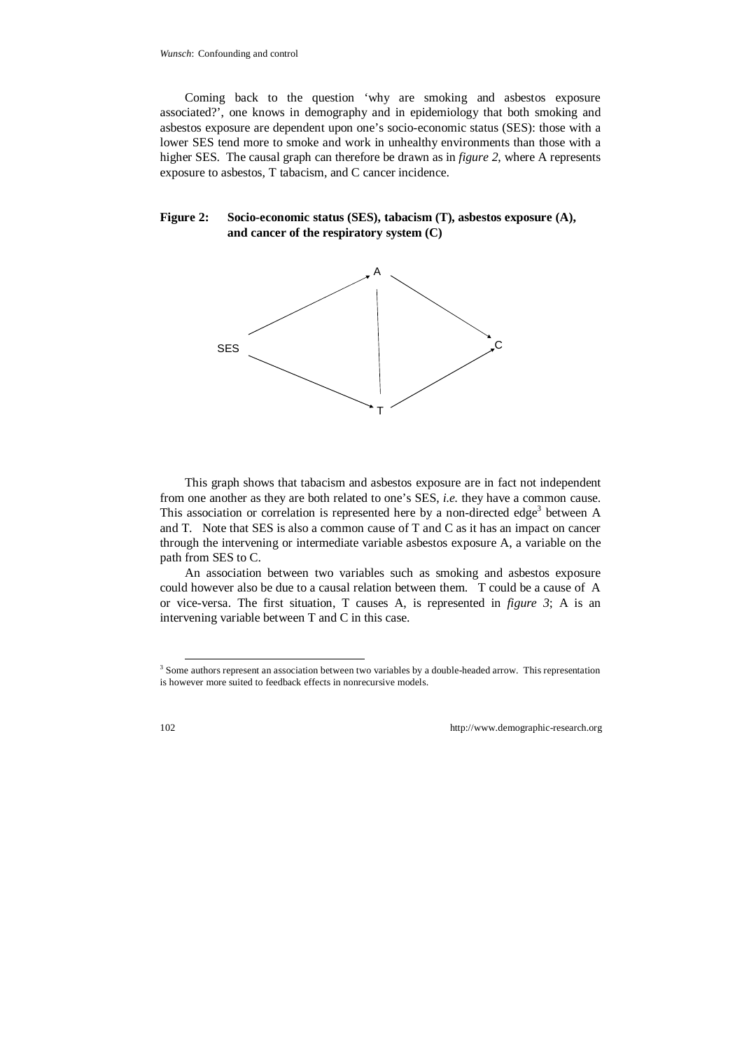Coming back to the question 'why are smoking and asbestos exposure associated?', one knows in demography and in epidemiology that both smoking and asbestos exposure are dependent upon one's socio-economic status (SES): those with a lower SES tend more to smoke and work in unhealthy environments than those with a higher SES. The causal graph can therefore be drawn as in *figure 2*, where A represents exposure to asbestos, T tabacism, and C cancer incidence.

**Figure 2: Socio-economic status (SES), tabacism (T), asbestos exposure (A), and cancer of the respiratory system (C)**

A

SES

C

T

This graph shows that tabacism and asbestos exposure are in fact not independent from one another as they are both related to one's SES, *i.e.* they have a common cause. This association or correlation is represented here by a non-directed edge[3] between A and T. Note that SES is also a common cause of T and C as it has an impact on cancer through the intervening or intermediate variable asbestos exposure A, a variable on the path from SES to C.

An association between two variables such as smoking and asbestos exposure could however also be due to a causal relation between them. T could be a cause of A or vice-versa. The first situation, T causes A, is represented in *figure 3*; A is an intervening variable between T and C in this case.

[3] Some authors represent an association between two variables by a double-headed arrow. This representation is however more suited to feedback effects in nonrecursive models.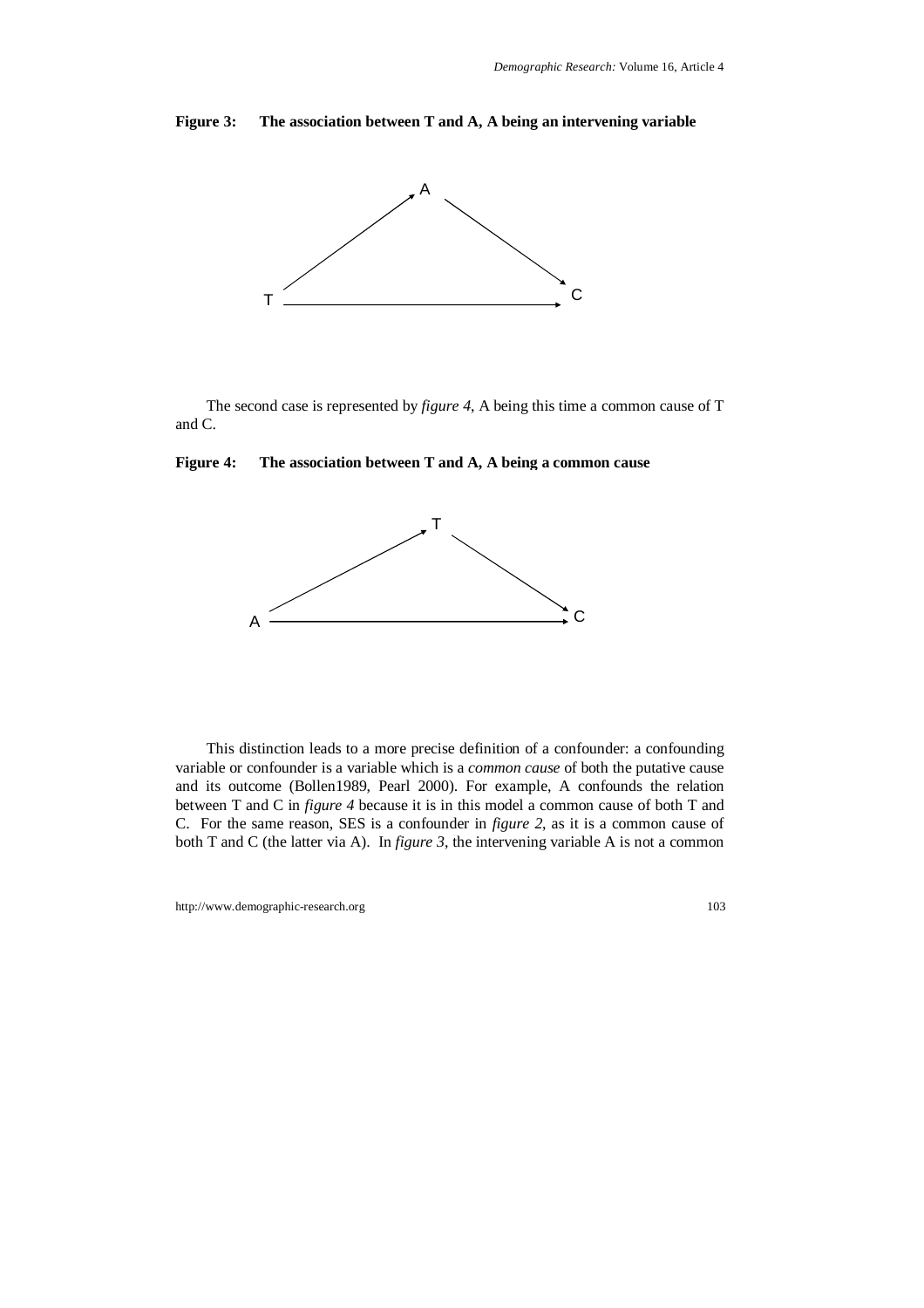**Figure 3: The association between T and A, A being an intervening variable**

A

T

C

The second case is represented by *figure 4*, A being this time a common cause of T and C.

**Figure 4: The association between T and A, A being a common cause**

T

A

C

This distinction leads to a more precise definition of a confounder: a confounding variable or confounder is a variable which is a *common cause* of both the putative cause and its outcome (Bollen1989, Pearl 2000). For example, A confounds the relation between T and C in *figure 4* because it is in this model a common cause of both T and C. For the same reason, SES is a confounder in *figure 2*, as it is a common cause of both T and C (the latter via A). In *figure 3*, the intervening variable A is not a common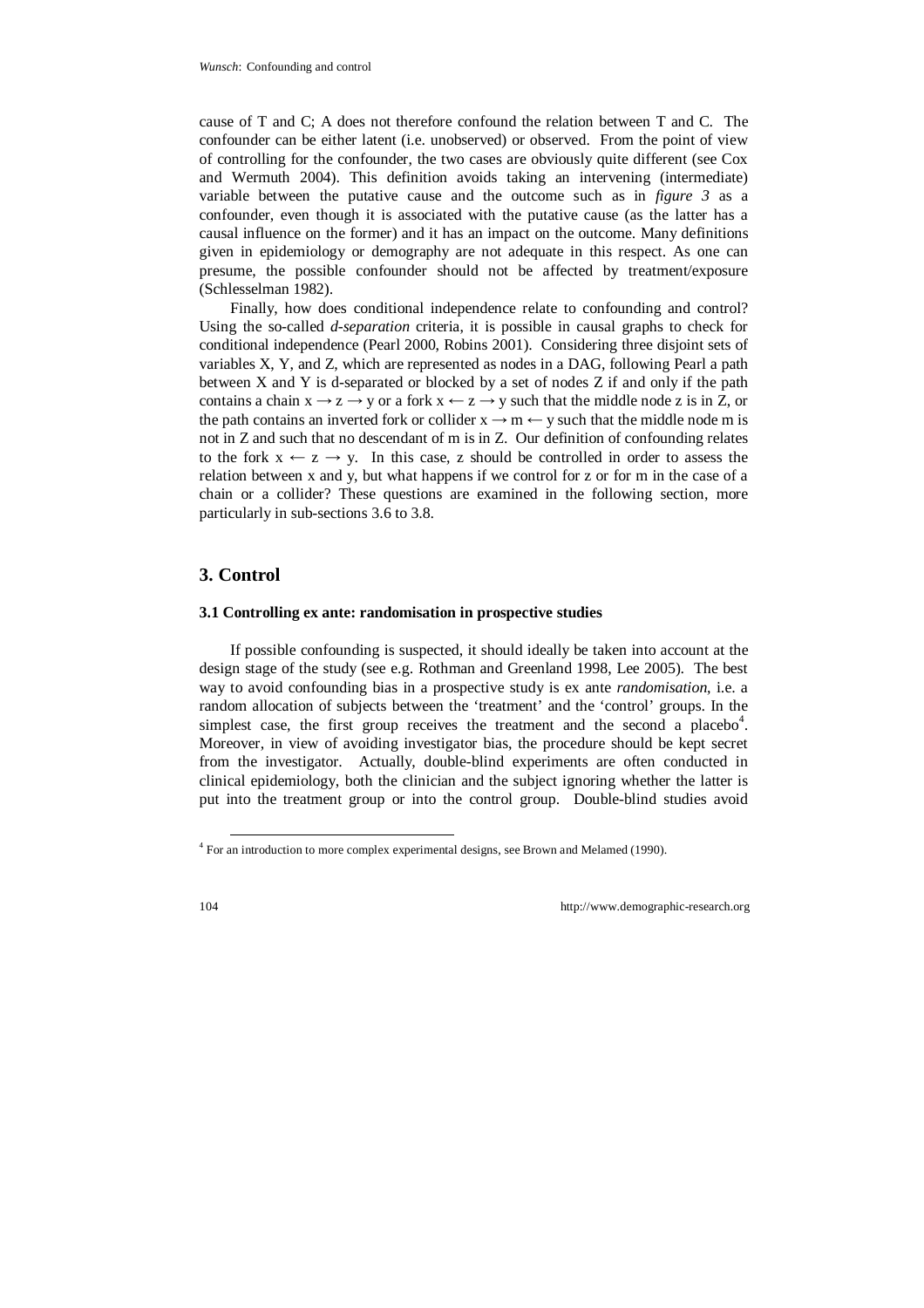cause of T and C; A does not therefore confound the relation between T and C. The confounder can be either latent (i.e. unobserved) or observed. From the point of view of controlling for the confounder, the two cases are obviously quite different (see Cox and Wermuth 2004). This definition avoids taking an intervening (intermediate) variable between the putative cause and the outcome such as in *figure 3* as a confounder, even though it is associated with the putative cause (as the latter has a causal influence on the former) and it has an impact on the outcome. Many definitions given in epidemiology or demography are not adequate in this respect. As one can presume, the possible confounder should not be affected by treatment/exposure (Schlesselman 1982).

Finally, how does conditional independence relate to confounding and control? Using the so-called *d-separation* criteria, it is possible in causal graphs to check for conditional independence (Pearl 2000, Robins 2001). Considering three disjoint sets of variables X, Y, and Z, which are represented as nodes in a DAG, following Pearl a path between X and Y is d-separated or blocked by a set of nodes Z if and only if the path contains a chain $x \rightarrow z \rightarrow y$ or a fork $x \leftarrow z \rightarrow y$ such that the middle node z is in Z, or the path contains an inverted fork or collider $x \rightarrow m \leftarrow y$ such that the middle node m is not in Z and such that no descendant of m is in Z. Our definition of confounding relates to the fork $x \leftarrow z \rightarrow y$. In this case, z should be controlled in order to assess the relation between x and y, but what happens if we control for z or for m in the case of a chain or a collider? These questions are examined in the following section, more particularly in sub-sections 3.6 to 3.8.

## 3. Control

### 3.1 Controlling ex ante: randomisation in prospective studies

If possible confounding is suspected, it should ideally be taken into account at the design stage of the study (see e.g. Rothman and Greenland 1998, Lee 2005). The best way to avoid confounding bias in a prospective study is ex ante *randomisation*, i.e. a random allocation of subjects between the 'treatment' and the 'control' groups. In the simplest case, the first group receives the treatment and the second a placebo[4]. Moreover, in view of avoiding investigator bias, the procedure should be kept secret from the investigator. Actually, double-blind experiments are often conducted in clinical epidemiology, both the clinician and the subject ignoring whether the latter is put into the treatment group or into the control group. Double-blind studies avoid

[4] For an introduction to more complex experimental designs, see Brown and Melamed (1990).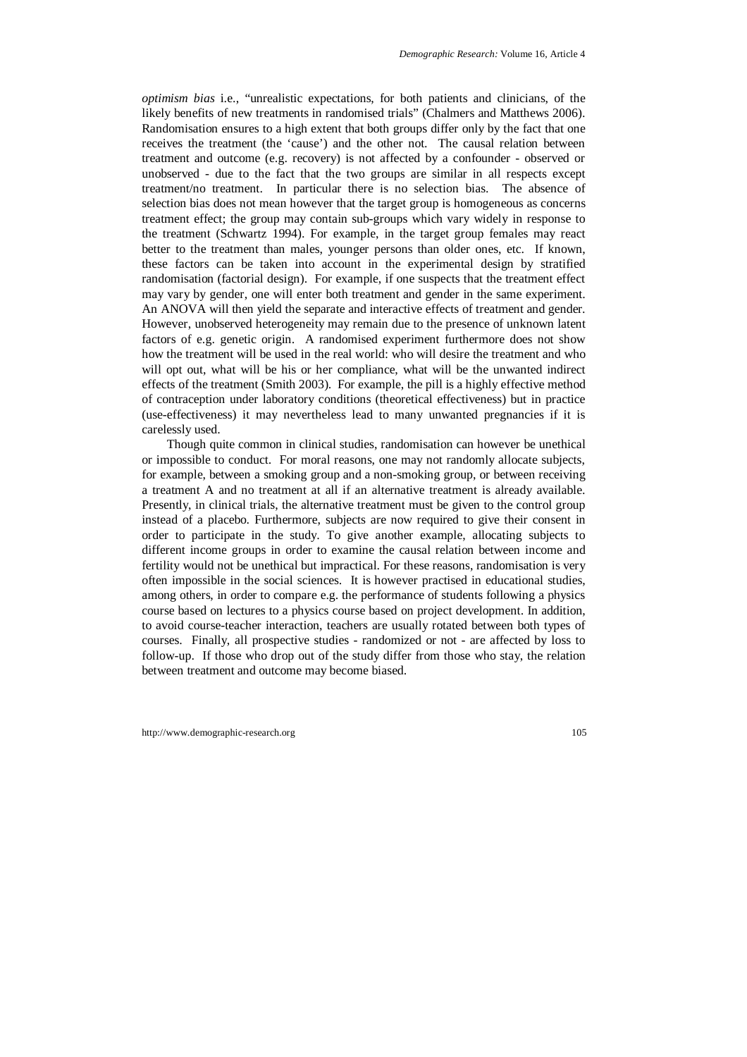*optimism bias* i.e., "unrealistic expectations, for both patients and clinicians, of the likely benefits of new treatments in randomised trials" (Chalmers and Matthews 2006). Randomisation ensures to a high extent that both groups differ only by the fact that one receives the treatment (the 'cause') and the other not. The causal relation between treatment and outcome (e.g. recovery) is not affected by a confounder - observed or unobserved - due to the fact that the two groups are similar in all respects except treatment/no treatment. In particular there is no selection bias. The absence of selection bias does not mean however that the target group is homogeneous as concerns treatment effect; the group may contain sub-groups which vary widely in response to the treatment (Schwartz 1994). For example, in the target group females may react better to the treatment than males, younger persons than older ones, etc. If known, these factors can be taken into account in the experimental design by stratified randomisation (factorial design). For example, if one suspects that the treatment effect may vary by gender, one will enter both treatment and gender in the same experiment. An ANOVA will then yield the separate and interactive effects of treatment and gender. However, unobserved heterogeneity may remain due to the presence of unknown latent factors of e.g. genetic origin. A randomised experiment furthermore does not show how the treatment will be used in the real world: who will desire the treatment and who will opt out, what will be his or her compliance, what will be the unwanted indirect effects of the treatment (Smith 2003). For example, the pill is a highly effective method of contraception under laboratory conditions (theoretical effectiveness) but in practice (use-effectiveness) it may nevertheless lead to many unwanted pregnancies if it is carelessly used.

Though quite common in clinical studies, randomisation can however be unethical or impossible to conduct. For moral reasons, one may not randomly allocate subjects, for example, between a smoking group and a non-smoking group, or between receiving a treatment A and no treatment at all if an alternative treatment is already available. Presently, in clinical trials, the alternative treatment must be given to the control group instead of a placebo. Furthermore, subjects are now required to give their consent in order to participate in the study. To give another example, allocating subjects to different income groups in order to examine the causal relation between income and fertility would not be unethical but impractical. For these reasons, randomisation is very often impossible in the social sciences. It is however practised in educational studies, among others, in order to compare e.g. the performance of students following a physics course based on lectures to a physics course based on project development. In addition, to avoid course-teacher interaction, teachers are usually rotated between both types of courses. Finally, all prospective studies - randomized or not - are affected by loss to follow-up. If those who drop out of the study differ from those who stay, the relation between treatment and outcome may become biased.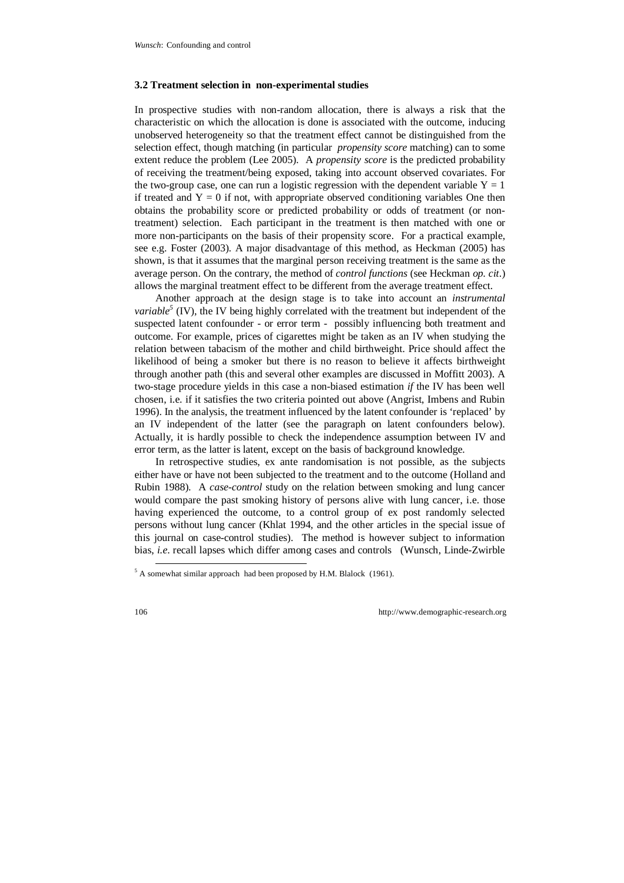### 3.2 Treatment selection in non-experimental studies

In prospective studies with non-random allocation, there is always a risk that the characteristic on which the allocation is done is associated with the outcome, inducing unobserved heterogeneity so that the treatment effect cannot be distinguished from the selection effect, though matching (in particular *propensity score* matching) can to some extent reduce the problem (Lee 2005). A *propensity score* is the predicted probability of receiving the treatment/being exposed, taking into account observed covariates. For the two-group case, one can run a logistic regression with the dependent variable $Y = 1$ if treated and $Y = 0$ if not, with appropriate observed conditioning variables One then obtains the probability score or predicted probability or odds of treatment (or non-treatment) selection. Each participant in the treatment is then matched with one or more non-participants on the basis of their propensity score. For a practical example, see e.g. Foster (2003). A major disadvantage of this method, as Heckman (2005) has shown, is that it assumes that the marginal person receiving treatment is the same as the average person. On the contrary, the method of *control functions* (see Heckman *op. cit*.) allows the marginal treatment effect to be different from the average treatment effect.

Another approach at the design stage is to take into account an *instrumental variable*[5] (IV), the IV being highly correlated with the treatment but independent of the suspected latent confounder - or error term - possibly influencing both treatment and outcome. For example, prices of cigarettes might be taken as an IV when studying the relation between tabacism of the mother and child birthweight. Price should affect the likelihood of being a smoker but there is no reason to believe it affects birthweight through another path (this and several other examples are discussed in Moffitt 2003). A two-stage procedure yields in this case a non-biased estimation *if* the IV has been well chosen, i.e. if it satisfies the two criteria pointed out above (Angrist, Imbens and Rubin 1996). In the analysis, the treatment influenced by the latent confounder is 'replaced' by an IV independent of the latter (see the paragraph on latent confounders below). Actually, it is hardly possible to check the independence assumption between IV and error term, as the latter is latent, except on the basis of background knowledge.

In retrospective studies, ex ante randomisation is not possible, as the subjects either have or have not been subjected to the treatment and to the outcome (Holland and Rubin 1988). A *case-control* study on the relation between smoking and lung cancer would compare the past smoking history of persons alive with lung cancer, i.e. those having experienced the outcome, to a control group of ex post randomly selected persons without lung cancer (Khlat 1994, and the other articles in the special issue of this journal on case-control studies). The method is however subject to information bias, *i.e*. recall lapses which differ among cases and controls (Wunsch, Linde-Zwirble

[5] A somewhat similar approach had been proposed by H.M. Blalock (1961).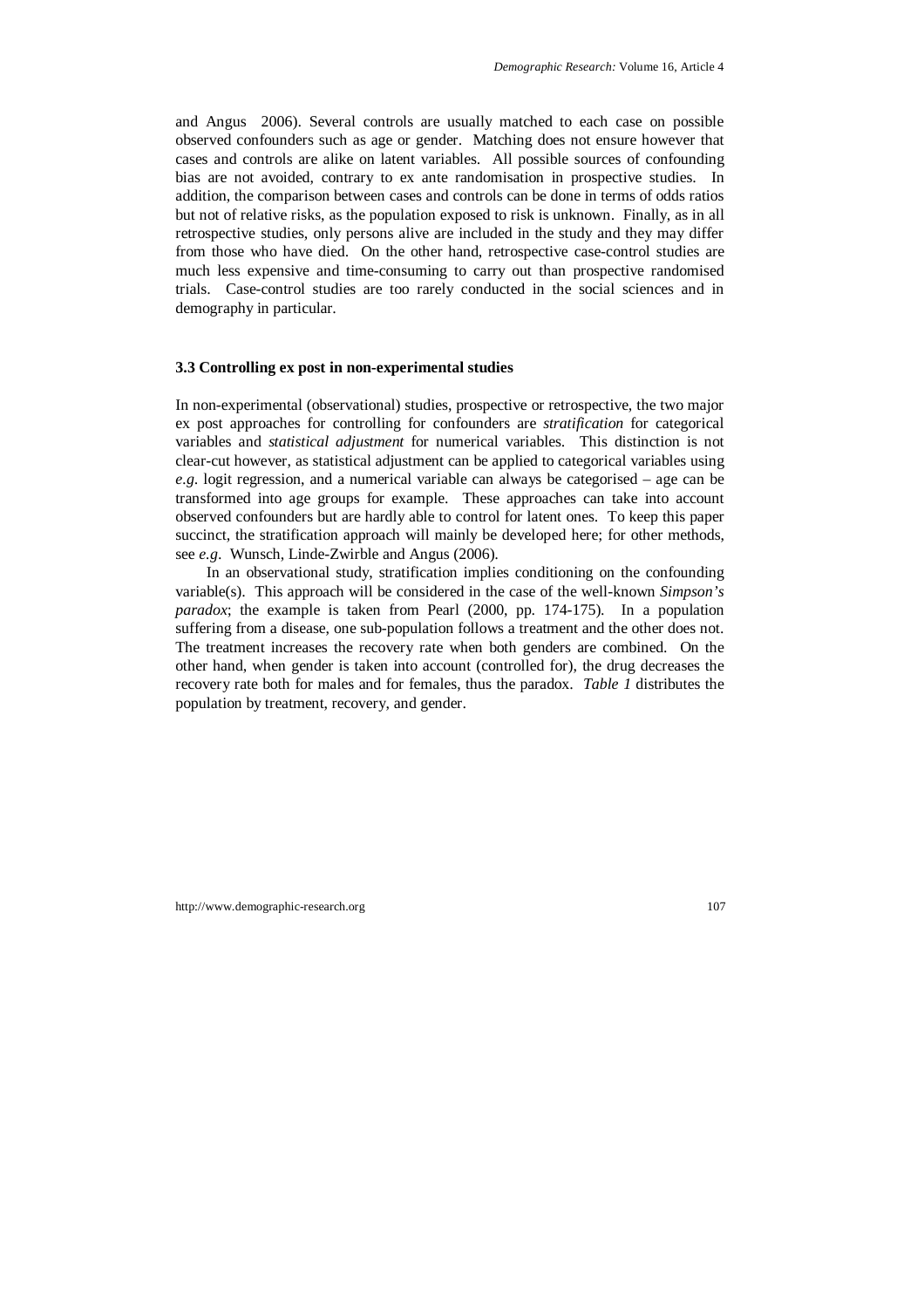and Angus 2006). Several controls are usually matched to each case on possible observed confounders such as age or gender. Matching does not ensure however that cases and controls are alike on latent variables. All possible sources of confounding bias are not avoided, contrary to ex ante randomisation in prospective studies. In addition, the comparison between cases and controls can be done in terms of odds ratios but not of relative risks, as the population exposed to risk is unknown. Finally, as in all retrospective studies, only persons alive are included in the study and they may differ from those who have died. On the other hand, retrospective case-control studies are much less expensive and time-consuming to carry out than prospective randomised trials. Case-control studies are too rarely conducted in the social sciences and in demography in particular.

### 3.3 Controlling ex post in non-experimental studies

In non-experimental (observational) studies, prospective or retrospective, the two major ex post approaches for controlling for confounders are *stratification* for categorical variables and *statistical adjustment* for numerical variables. This distinction is not clear-cut however, as statistical adjustment can be applied to categorical variables using *e.g.* logit regression, and a numerical variable can always be categorised – age can be transformed into age groups for example. These approaches can take into account observed confounders but are hardly able to control for latent ones. To keep this paper succinct, the stratification approach will mainly be developed here; for other methods, see *e.g.* Wunsch, Linde-Zwirble and Angus (2006).

In an observational study, stratification implies conditioning on the confounding variable(s). This approach will be considered in the case of the well-known *Simpson's paradox*; the example is taken from Pearl (2000, pp. 174-175). In a population suffering from a disease, one sub-population follows a treatment and the other does not. The treatment increases the recovery rate when both genders are combined. On the other hand, when gender is taken into account (controlled for), the drug decreases the recovery rate both for males and for females, thus the paradox. *Table 1* distributes the population by treatment, recovery, and gender.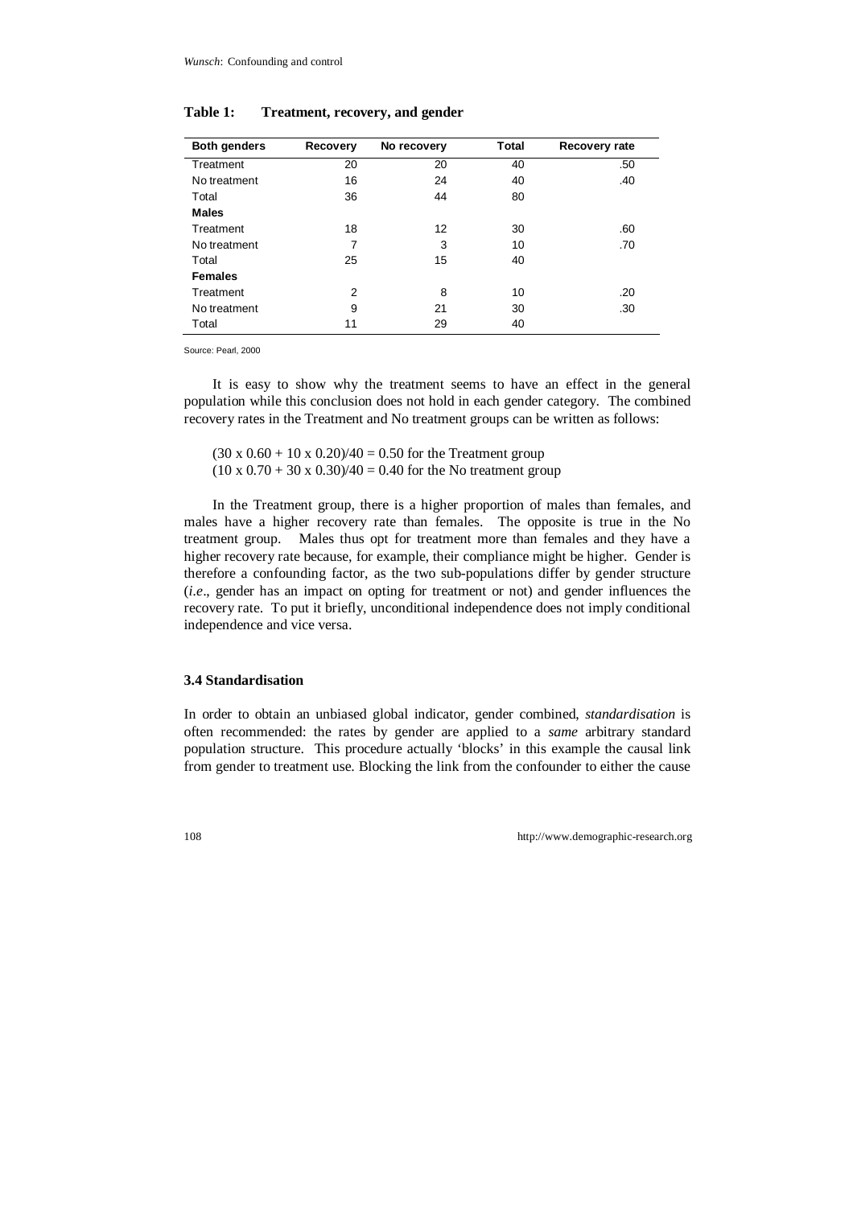**Table 1: Treatment, recovery, and gender**

| Both genders | Recovery | No recovery | Total | Recovery rate |
|---|---|---|---|---|
| Treatment | 20 | 20 | 40 | .50 |
| No treatment | 16 | 24 | 40 | .40 |
| Total | 36 | 44 | 80 | |
| **Males** | | | | |
| Treatment | 18 | 12 | 30 | .60 |
| No treatment | 7 | 3 | 10 | .70 |
| Total | 25 | 15 | 40 | |
| **Females** | | | | |
| Treatment | 2 | 8 | 10 | .20 |
| No treatment | 9 | 21 | 30 | .30 |
| Total | 11 | 29 | 40 | |

Source: Pearl, 2000

It is easy to show why the treatment seems to have an effect in the general population while this conclusion does not hold in each gender category. The combined recovery rates in the Treatment and No treatment groups can be written as follows:

$(30 \times 0.60 + 10 \times 0.20)/40 = 0.50$ for the Treatment group
$(10 \times 0.70 + 30 \times 0.30)/40 = 0.40$ for the No treatment group

In the Treatment group, there is a higher proportion of males than females, and males have a higher recovery rate than females. The opposite is true in the No treatment group. Males thus opt for treatment more than females and they have a higher recovery rate because, for example, their compliance might be higher. Gender is therefore a confounding factor, as the two sub-populations differ by gender structure (*i.e*., gender has an impact on opting for treatment or not) and gender influences the recovery rate. To put it briefly, unconditional independence does not imply conditional independence and vice versa.

### 3.4 Standardisation

In order to obtain an unbiased global indicator, gender combined, *standardisation* is often recommended: the rates by gender are applied to a *same* arbitrary standard population structure. This procedure actually 'blocks' in this example the causal link from gender to treatment use. Blocking the link from the confounder to either the cause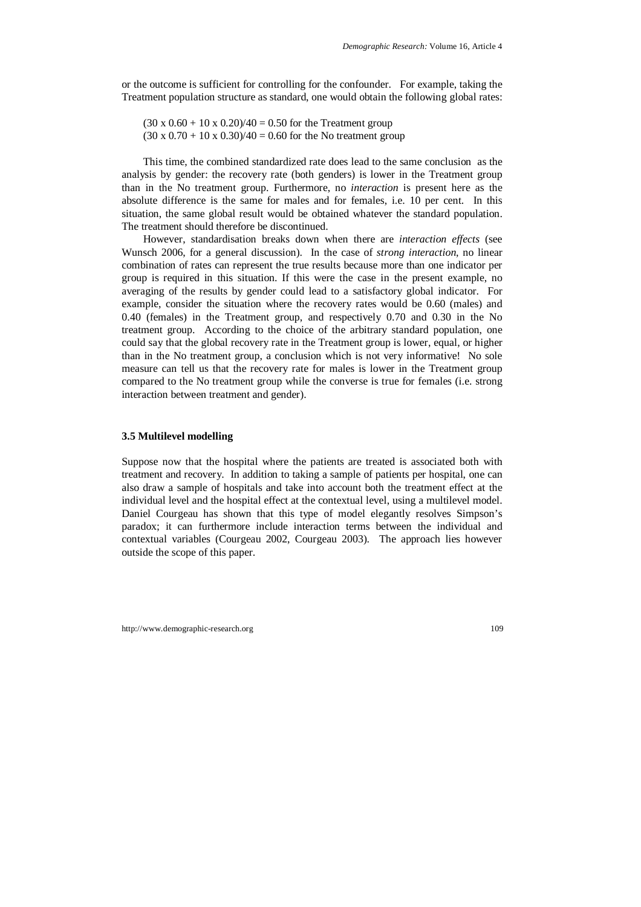or the outcome is sufficient for controlling for the confounder. For example, taking the Treatment population structure as standard, one would obtain the following global rates:

$(30 \times 0.60 + 10 \times 0.20)/40 = 0.50$ for the Treatment group
$(30 \times 0.70 + 10 \times 0.30)/40 = 0.60$ for the No treatment group

This time, the combined standardized rate does lead to the same conclusion as the analysis by gender: the recovery rate (both genders) is lower in the Treatment group than in the No treatment group. Furthermore, no *interaction* is present here as the absolute difference is the same for males and for females, i.e. 10 per cent. In this situation, the same global result would be obtained whatever the standard population. The treatment should therefore be discontinued.

However, standardisation breaks down when there are *interaction effects* (see Wunsch 2006, for a general discussion). In the case of *strong interaction*, no linear combination of rates can represent the true results because more than one indicator per group is required in this situation. If this were the case in the present example, no averaging of the results by gender could lead to a satisfactory global indicator. For example, consider the situation where the recovery rates would be 0.60 (males) and 0.40 (females) in the Treatment group, and respectively 0.70 and 0.30 in the No treatment group. According to the choice of the arbitrary standard population, one could say that the global recovery rate in the Treatment group is lower, equal, or higher than in the No treatment group, a conclusion which is not very informative! No sole measure can tell us that the recovery rate for males is lower in the Treatment group compared to the No treatment group while the converse is true for females (i.e. strong interaction between treatment and gender).

### 3.5 Multilevel modelling

Suppose now that the hospital where the patients are treated is associated both with treatment and recovery. In addition to taking a sample of patients per hospital, one can also draw a sample of hospitals and take into account both the treatment effect at the individual level and the hospital effect at the contextual level, using a multilevel model. Daniel Courgeau has shown that this type of model elegantly resolves Simpson's paradox; it can furthermore include interaction terms between the individual and contextual variables (Courgeau 2002, Courgeau 2003). The approach lies however outside the scope of this paper.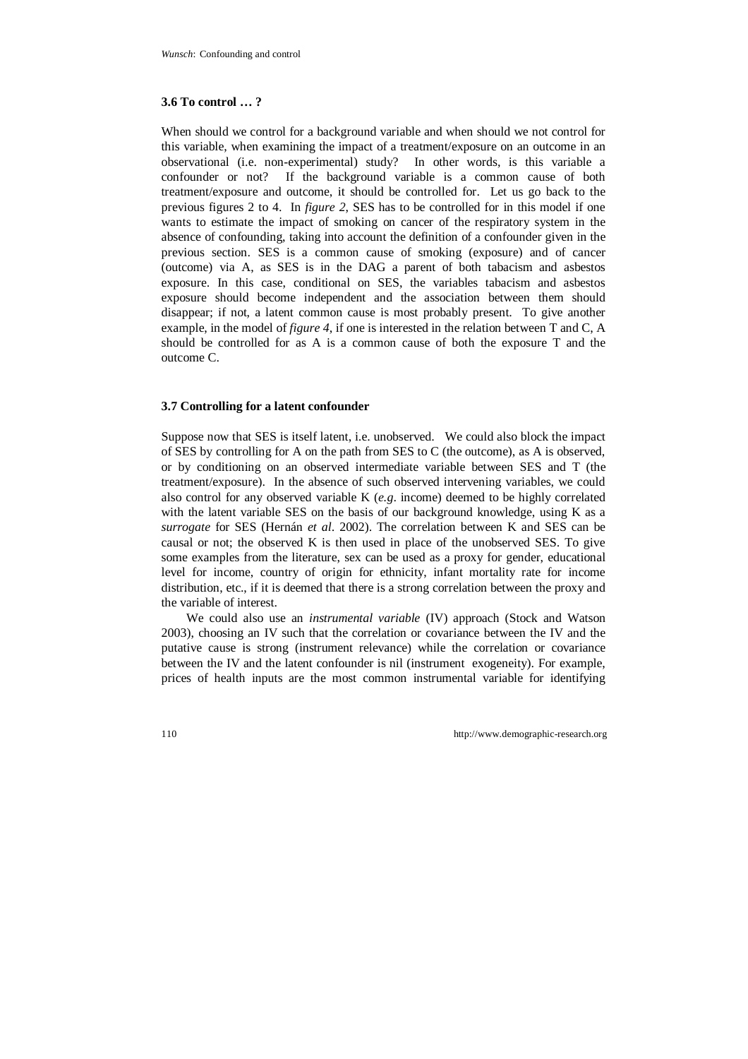### 3.6 To control … ?

When should we control for a background variable and when should we not control for this variable, when examining the impact of a treatment/exposure on an outcome in an observational (i.e. non-experimental) study? In other words, is this variable a confounder or not? If the background variable is a common cause of both treatment/exposure and outcome, it should be controlled for. Let us go back to the previous figures 2 to 4. In *figure 2*, SES has to be controlled for in this model if one wants to estimate the impact of smoking on cancer of the respiratory system in the absence of confounding, taking into account the definition of a confounder given in the previous section. SES is a common cause of smoking (exposure) and of cancer (outcome) via A, as SES is in the DAG a parent of both tabacism and asbestos exposure. In this case, conditional on SES, the variables tabacism and asbestos exposure should become independent and the association between them should disappear; if not, a latent common cause is most probably present. To give another example, in the model of *figure 4*, if one is interested in the relation between T and C, A should be controlled for as A is a common cause of both the exposure T and the outcome C.

### 3.7 Controlling for a latent confounder

Suppose now that SES is itself latent, i.e. unobserved. We could also block the impact of SES by controlling for A on the path from SES to C (the outcome), as A is observed, or by conditioning on an observed intermediate variable between SES and T (the treatment/exposure). In the absence of such observed intervening variables, we could also control for any observed variable K (*e.g*. income) deemed to be highly correlated with the latent variable SES on the basis of our background knowledge, using K as a *surrogate* for SES (Hernán *et al*. 2002). The correlation between K and SES can be causal or not; the observed K is then used in place of the unobserved SES. To give some examples from the literature, sex can be used as a proxy for gender, educational level for income, country of origin for ethnicity, infant mortality rate for income distribution, etc., if it is deemed that there is a strong correlation between the proxy and the variable of interest.

We could also use an *instrumental variable* (IV) approach (Stock and Watson 2003), choosing an IV such that the correlation or covariance between the IV and the putative cause is strong (instrument relevance) while the correlation or covariance between the IV and the latent confounder is nil (instrument exogeneity). For example, prices of health inputs are the most common instrumental variable for identifying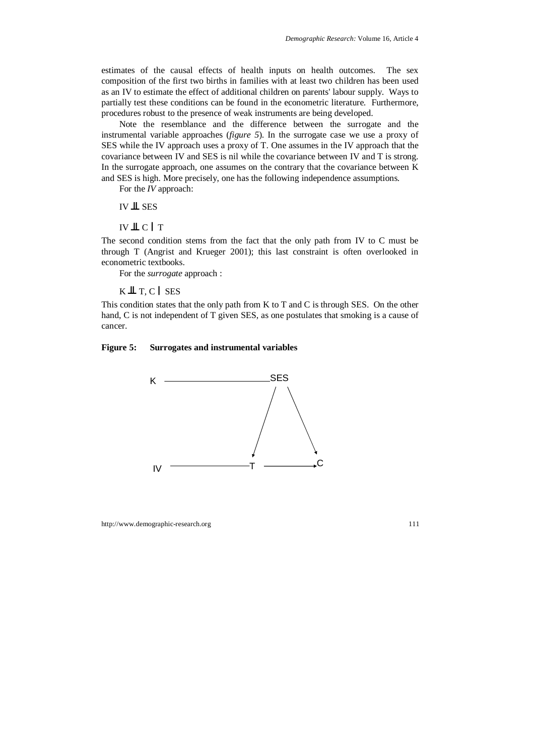estimates of the causal effects of health inputs on health outcomes. The sex composition of the first two births in families with at least two children has been used as an IV to estimate the effect of additional children on parents' labour supply. Ways to partially test these conditions can be found in the econometric literature. Furthermore, procedures robust to the presence of weak instruments are being developed.

Note the resemblance and the difference between the surrogate and the instrumental variable approaches (*figure 5*). In the surrogate case we use a proxy of SES while the IV approach uses a proxy of T. One assumes in the IV approach that the covariance between IV and SES is nil while the covariance between IV and T is strong. In the surrogate approach, one assumes on the contrary that the covariance between K and SES is high. More precisely, one has the following independence assumptions.

For the *IV* approach:

$$IV \perp\!\!\!\perp SES$$

$$IV \perp\!\!\!\perp C \mid T$$

The second condition stems from the fact that the only path from IV to C must be through T (Angrist and Krueger 2001); this last constraint is often overlooked in econometric textbooks.

For the *surrogate* approach :

$$K \perp\!\!\!\perp T, C \mid SES$$

This condition states that the only path from K to T and C is through SES. On the other hand, C is not independent of T given SES, as one postulates that smoking is a cause of cancer.

**Figure 5: Surrogates and instrumental variables**

K
SES
IV
T
C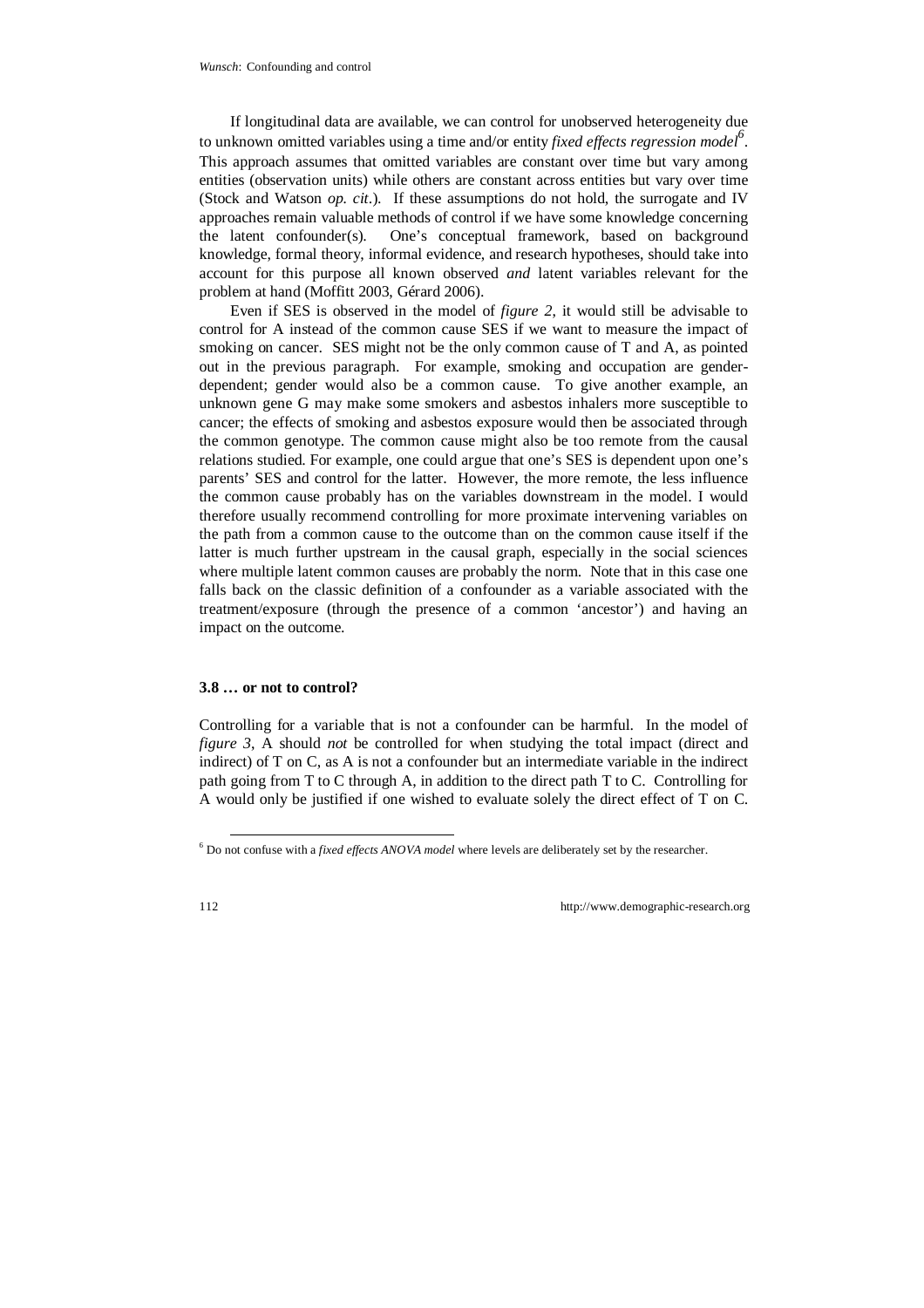If longitudinal data are available, we can control for unobserved heterogeneity due to unknown omitted variables using a time and/or entity *fixed effects regression model*[6]. This approach assumes that omitted variables are constant over time but vary among entities (observation units) while others are constant across entities but vary over time (Stock and Watson *op. cit*.). If these assumptions do not hold, the surrogate and IV approaches remain valuable methods of control if we have some knowledge concerning the latent confounder(s). One's conceptual framework, based on background knowledge, formal theory, informal evidence, and research hypotheses, should take into account for this purpose all known observed *and* latent variables relevant for the problem at hand (Moffitt 2003, Gérard 2006).

Even if SES is observed in the model of *figure 2*, it would still be advisable to control for A instead of the common cause SES if we want to measure the impact of smoking on cancer. SES might not be the only common cause of T and A, as pointed out in the previous paragraph. For example, smoking and occupation are gender-dependent; gender would also be a common cause. To give another example, an unknown gene G may make some smokers and asbestos inhalers more susceptible to cancer; the effects of smoking and asbestos exposure would then be associated through the common genotype. The common cause might also be too remote from the causal relations studied. For example, one could argue that one's SES is dependent upon one's parents' SES and control for the latter. However, the more remote, the less influence the common cause probably has on the variables downstream in the model. I would therefore usually recommend controlling for more proximate intervening variables on the path from a common cause to the outcome than on the common cause itself if the latter is much further upstream in the causal graph, especially in the social sciences where multiple latent common causes are probably the norm. Note that in this case one falls back on the classic definition of a confounder as a variable associated with the treatment/exposure (through the presence of a common 'ancestor') and having an impact on the outcome.

### 3.8 … or not to control?

Controlling for a variable that is not a confounder can be harmful. In the model of *figure 3*, A should *not* be controlled for when studying the total impact (direct and indirect) of T on C, as A is not a confounder but an intermediate variable in the indirect path going from T to C through A, in addition to the direct path T to C. Controlling for A would only be justified if one wished to evaluate solely the direct effect of T on C.

[6] Do not confuse with a *fixed effects ANOVA model* where levels are deliberately set by the researcher.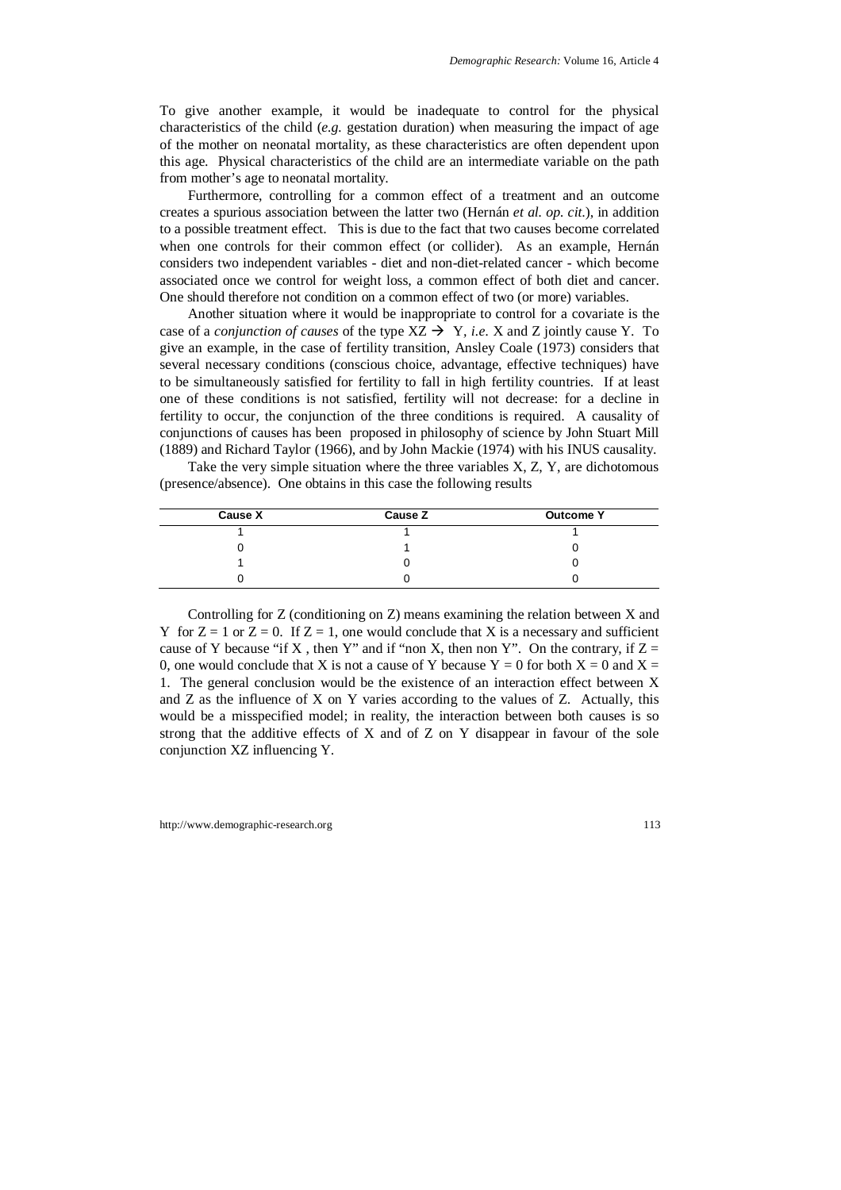To give another example, it would be inadequate to control for the physical characteristics of the child (*e.g.* gestation duration) when measuring the impact of age of the mother on neonatal mortality, as these characteristics are often dependent upon this age. Physical characteristics of the child are an intermediate variable on the path from mother's age to neonatal mortality.

Furthermore, controlling for a common effect of a treatment and an outcome creates a spurious association between the latter two (Hernán *et al. op. cit.*), in addition to a possible treatment effect. This is due to the fact that two causes become correlated when one controls for their common effect (or collider). As an example, Hernán considers two independent variables - diet and non-diet-related cancer - which become associated once we control for weight loss, a common effect of both diet and cancer. One should therefore not condition on a common effect of two (or more) variables.

Another situation where it would be inappropriate to control for a covariate is the case of a *conjunction of causes* of the type $XZ \rightarrow Y$, *i.e.* X and Z jointly cause Y. To give an example, in the case of fertility transition, Ansley Coale (1973) considers that several necessary conditions (conscious choice, advantage, effective techniques) have to be simultaneously satisfied for fertility to fall in high fertility countries. If at least one of these conditions is not satisfied, fertility will not decrease: for a decline in fertility to occur, the conjunction of the three conditions is required. A causality of conjunctions of causes has been proposed in philosophy of science by John Stuart Mill (1889) and Richard Taylor (1966), and by John Mackie (1974) with his INUS causality.

Take the very simple situation where the three variables X, Z, Y, are dichotomous (presence/absence). One obtains in this case the following results

| Cause X | Cause Z | Outcome Y |
|---|---|---|
| 1 | 1 | 1 |
| 0 | 1 | 0 |
| 1 | 0 | 0 |
| 0 | 0 | 0 |

Controlling for Z (conditioning on Z) means examining the relation between X and Y for $Z = 1$ or $Z = 0$. If $Z = 1$, one would conclude that X is a necessary and sufficient cause of Y because "if X , then Y" and if "non X, then non Y". On the contrary, if $Z = 0$, one would conclude that X is not a cause of Y because $Y = 0$ for both $X = 0$ and $X = 1$. The general conclusion would be the existence of an interaction effect between X and Z as the influence of X on Y varies according to the values of Z. Actually, this would be a misspecified model; in reality, the interaction between both causes is so strong that the additive effects of X and of Z on Y disappear in favour of the sole conjunction XZ influencing Y.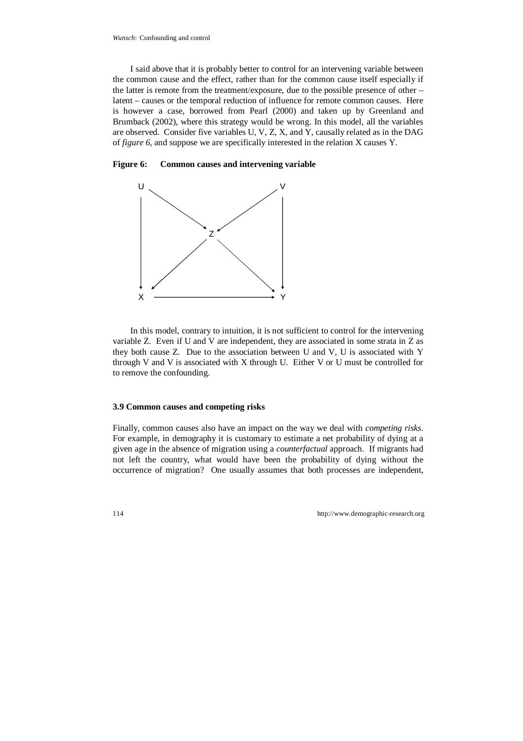I said above that it is probably better to control for an intervening variable between the common cause and the effect, rather than for the common cause itself especially if the latter is remote from the treatment/exposure, due to the possible presence of other – latent – causes or the temporal reduction of influence for remote common causes. Here is however a case, borrowed from Pearl (2000) and taken up by Greenland and Brumback (2002), where this strategy would be wrong. In this model, all the variables are observed. Consider five variables U, V, Z, X, and Y, causally related as in the DAG of *figure 6*, and suppose we are specifically interested in the relation X causes Y.

**Figure 6: Common causes and intervening variable**

U
V
Z
X
Y

In this model, contrary to intuition, it is not sufficient to control for the intervening variable Z. Even if U and V are independent, they are associated in some strata in Z as they both cause Z. Due to the association between U and V, U is associated with Y through V and V is associated with X through U. Either V or U must be controlled for to remove the confounding.

### 3.9 Common causes and competing risks

Finally, common causes also have an impact on the way we deal with *competing risks*. For example, in demography it is customary to estimate a net probability of dying at a given age in the absence of migration using a *counterfactual* approach. If migrants had not left the country, what would have been the probability of dying without the occurrence of migration? One usually assumes that both processes are independent,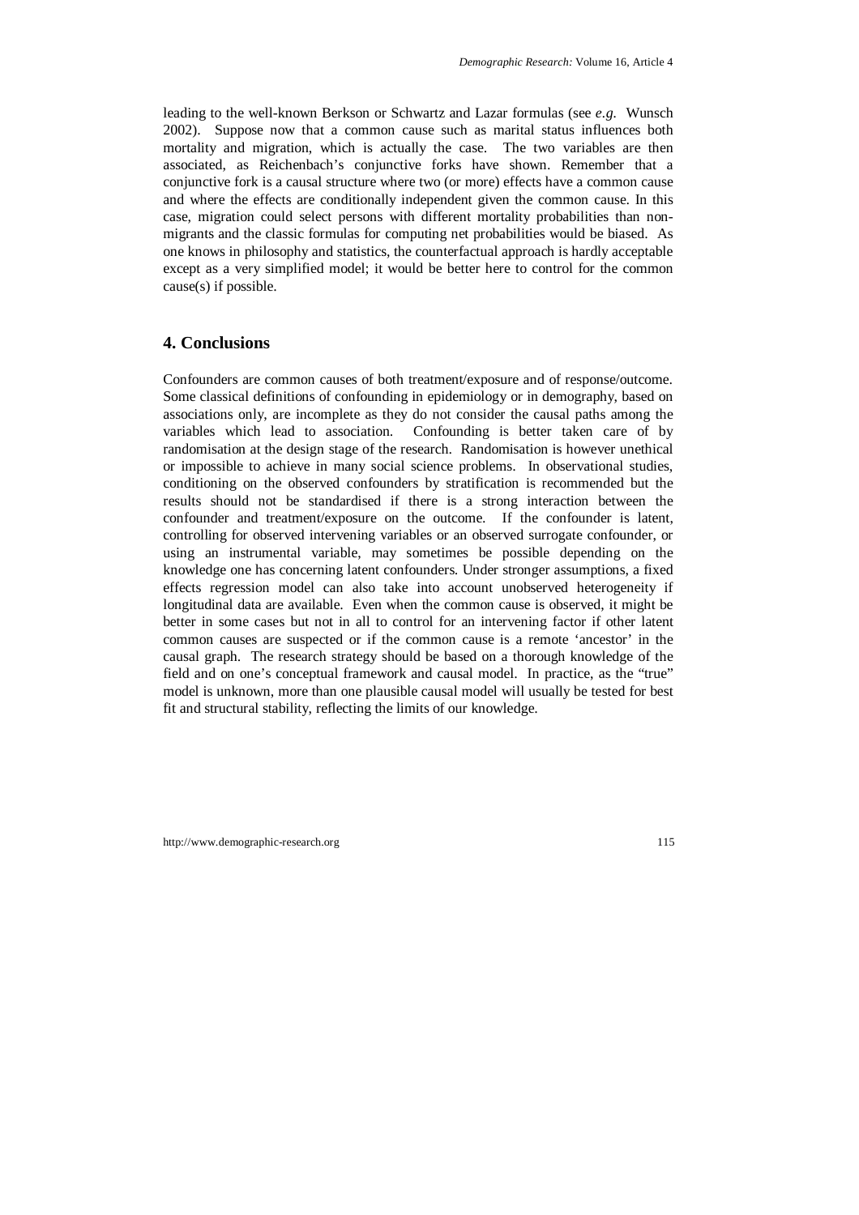leading to the well-known Berkson or Schwartz and Lazar formulas (see *e.g.* Wunsch 2002). Suppose now that a common cause such as marital status influences both mortality and migration, which is actually the case. The two variables are then associated, as Reichenbach's conjunctive forks have shown. Remember that a conjunctive fork is a causal structure where two (or more) effects have a common cause and where the effects are conditionally independent given the common cause. In this case, migration could select persons with different mortality probabilities than non-migrants and the classic formulas for computing net probabilities would be biased. As one knows in philosophy and statistics, the counterfactual approach is hardly acceptable except as a very simplified model; it would be better here to control for the common cause(s) if possible.

## 4. Conclusions

Confounders are common causes of both treatment/exposure and of response/outcome. Some classical definitions of confounding in epidemiology or in demography, based on associations only, are incomplete as they do not consider the causal paths among the variables which lead to association. Confounding is better taken care of by randomisation at the design stage of the research. Randomisation is however unethical or impossible to achieve in many social science problems. In observational studies, conditioning on the observed confounders by stratification is recommended but the results should not be standardised if there is a strong interaction between the confounder and treatment/exposure on the outcome. If the confounder is latent, controlling for observed intervening variables or an observed surrogate confounder, or using an instrumental variable, may sometimes be possible depending on the knowledge one has concerning latent confounders. Under stronger assumptions, a fixed effects regression model can also take into account unobserved heterogeneity if longitudinal data are available. Even when the common cause is observed, it might be better in some cases but not in all to control for an intervening factor if other latent common causes are suspected or if the common cause is a remote 'ancestor' in the causal graph. The research strategy should be based on a thorough knowledge of the field and on one's conceptual framework and causal model. In practice, as the "true" model is unknown, more than one plausible causal model will usually be tested for best fit and structural stability, reflecting the limits of our knowledge.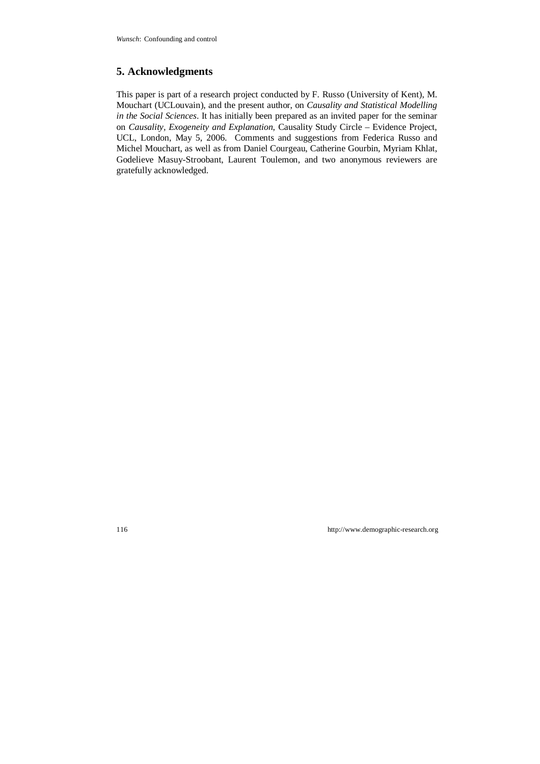## 5. Acknowledgments

This paper is part of a research project conducted by F. Russo (University of Kent), M. Mouchart (UCLouvain), and the present author, on *Causality and Statistical Modelling in the Social Sciences*. It has initially been prepared as an invited paper for the seminar on *Causality, Exogeneity and Explanation*, Causality Study Circle – Evidence Project, UCL, London, May 5, 2006. Comments and suggestions from Federica Russo and Michel Mouchart, as well as from Daniel Courgeau, Catherine Gourbin, Myriam Khlat, Godelieve Masuy-Stroobant, Laurent Toulemon, and two anonymous reviewers are gratefully acknowledged.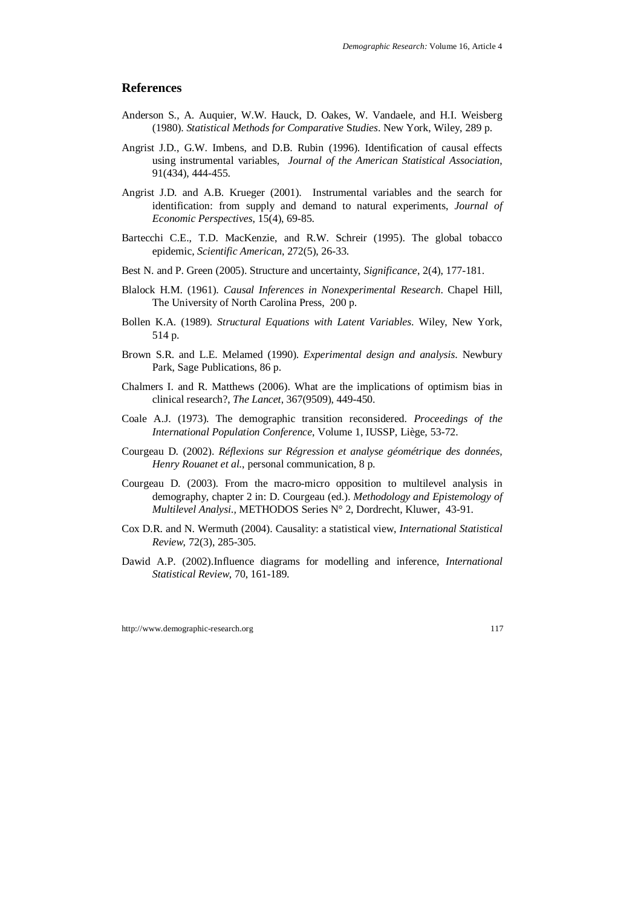## References

Anderson S., A. Auquier, W.W. Hauck, D. Oakes, W. Vandaele, and H.I. Weisberg (1980). *Statistical Methods for Comparative Studies*. New York, Wiley, 289 p.

Angrist J.D., G.W. Imbens, and D.B. Rubin (1996). Identification of causal effects using instrumental variables, *Journal of the American Statistical Association*, 91(434), 444-455.

Angrist J.D. and A.B. Krueger (2001). Instrumental variables and the search for identification: from supply and demand to natural experiments, *Journal of Economic Perspectives*, 15(4), 69-85.

Bartecchi C.E., T.D. MacKenzie, and R.W. Schreir (1995). The global tobacco epidemic, *Scientific American*, 272(5), 26-33.

Best N. and P. Green (2005). Structure and uncertainty, *Significance*, 2(4), 177-181.

Blalock H.M. (1961). *Causal Inferences in Nonexperimental Research*. Chapel Hill, The University of North Carolina Press, 200 p.

Bollen K.A. (1989). *Structural Equations with Latent Variables*. Wiley, New York, 514 p.

Brown S.R. and L.E. Melamed (1990). *Experimental design and analysis*. Newbury Park, Sage Publications, 86 p.

Chalmers I. and R. Matthews (2006). What are the implications of optimism bias in clinical research?, *The Lancet*, 367(9509), 449-450.

Coale A.J. (1973). The demographic transition reconsidered. *Proceedings of the International Population Conference*, Volume 1, IUSSP, Liège, 53-72.

Courgeau D. (2002). *Réflexions sur Régression et analyse géométrique des données, Henry Rouanet et al.*, personal communication, 8 p.

Courgeau D. (2003). From the macro-micro opposition to multilevel analysis in demography, chapter 2 in: D. Courgeau (ed.). *Methodology and Epistemology of Multilevel Analysi.*, METHODOS Series N° 2, Dordrecht, Kluwer, 43-91.

Cox D.R. and N. Wermuth (2004). Causality: a statistical view, *International Statistical Review*, 72(3), 285-305.

Dawid A.P. (2002).Influence diagrams for modelling and inference, *International Statistical Review*, 70, 161-189.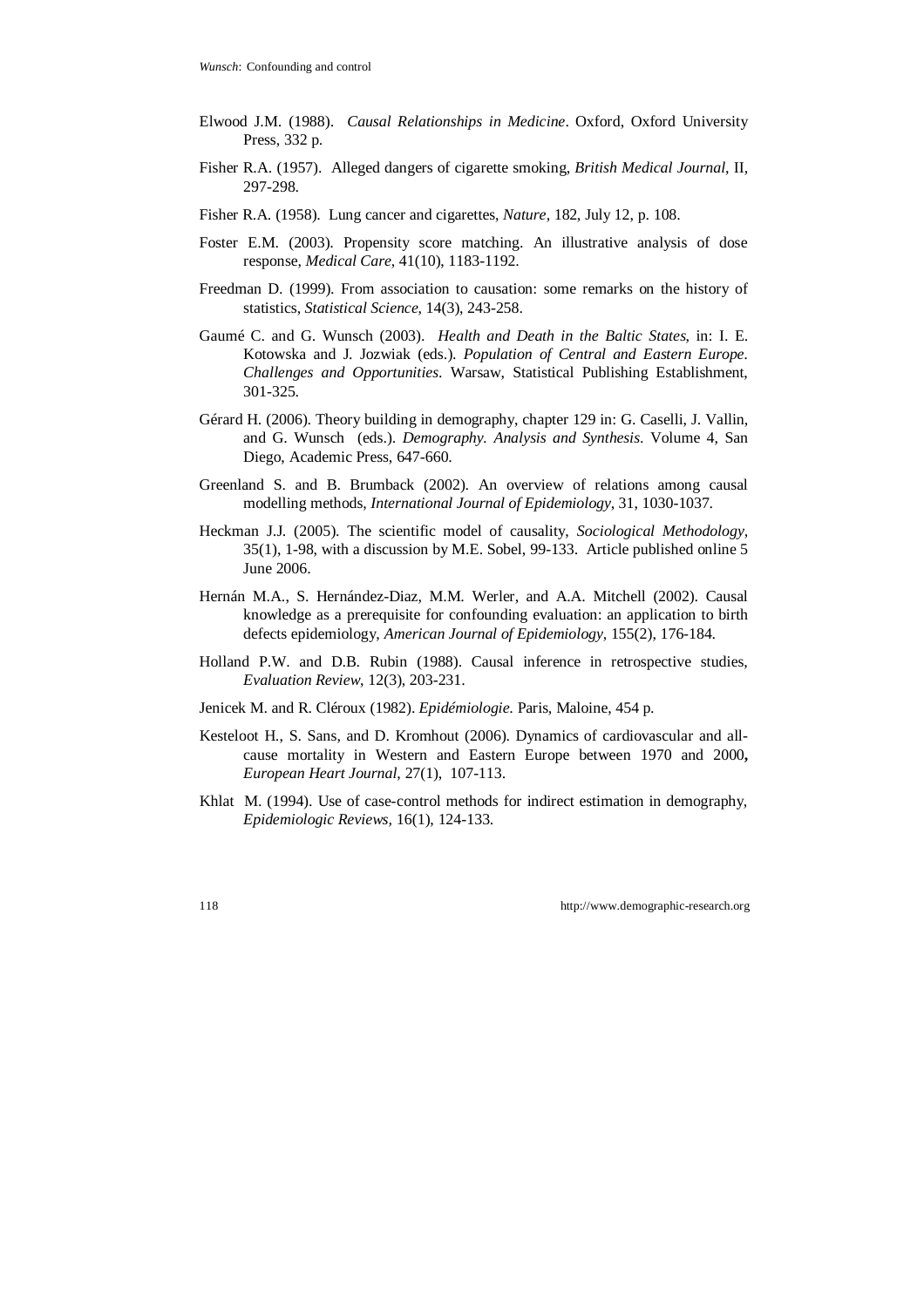Elwood J.M. (1988). *Causal Relationships in Medicine*. Oxford, Oxford University Press, 332 p.

Fisher R.A. (1957). Alleged dangers of cigarette smoking, *British Medical Journal*, II, 297-298.

Fisher R.A. (1958). Lung cancer and cigarettes, *Nature*, 182, July 12, p. 108.

Foster E.M. (2003). Propensity score matching. An illustrative analysis of dose response, *Medical Care*, 41(10), 1183-1192.

Freedman D. (1999). From association to causation: some remarks on the history of statistics, *Statistical Science*, 14(3), 243-258.

Gaumé C. and G. Wunsch (2003). *Health and Death in the Baltic States*, in: I. E. Kotowska and J. Jozwiak (eds.). *Population of Central and Eastern Europe. Challenges and Opportunities*. Warsaw, Statistical Publishing Establishment, 301-325.

Gérard H. (2006). Theory building in demography, chapter 129 in: G. Caselli, J. Vallin, and G. Wunsch (eds.). *Demography. Analysis and Synthesis*. Volume 4, San Diego, Academic Press, 647-660.

Greenland S. and B. Brumback (2002). An overview of relations among causal modelling methods, *International Journal of Epidemiology*, 31, 1030-1037.

Heckman J.J. (2005). The scientific model of causality, *Sociological Methodology*, 35(1), 1-98, with a discussion by M.E. Sobel, 99-133. Article published online 5 June 2006.

Hernán M.A., S. Hernández-Diaz, M.M. Werler, and A.A. Mitchell (2002). Causal knowledge as a prerequisite for confounding evaluation: an application to birth defects epidemiology, *American Journal of Epidemiology*, 155(2), 176-184.

Holland P.W. and D.B. Rubin (1988). Causal inference in retrospective studies, *Evaluation Review*, 12(3), 203-231.

Jenicek M. and R. Cléroux (1982). *Epidémiologie*. Paris, Maloine, 454 p.

Kesteloot H., S. Sans, and D. Kromhout (2006). Dynamics of cardiovascular and all-cause mortality in Western and Eastern Europe between 1970 and 2000**,** *European Heart Journal*, 27(1), 107-113.

Khlat M. (1994). Use of case-control methods for indirect estimation in demography, *Epidemiologic Reviews*, 16(1), 124-133.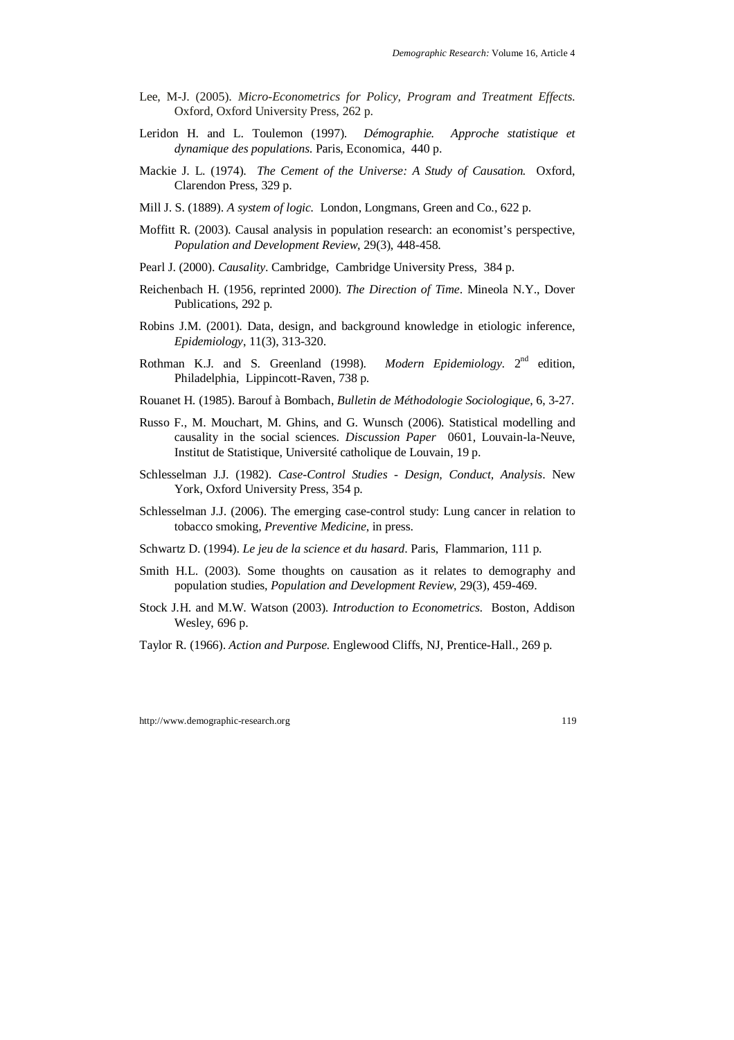Lee, M-J. (2005). *Micro-Econometrics for Policy, Program and Treatment Effects.* Oxford, Oxford University Press, 262 p.

Leridon H. and L. Toulemon (1997). *Démographie. Approche statistique et dynamique des populations.* Paris, Economica, 440 p.

Mackie J. L. (1974). *The Cement of the Universe: A Study of Causation.* Oxford, Clarendon Press, 329 p.

Mill J. S. (1889). *A system of logic.* London, Longmans, Green and Co., 622 p.

Moffitt R. (2003). Causal analysis in population research: an economist's perspective, *Population and Development Review*, 29(3), 448-458.

Pearl J. (2000). *Causality*. Cambridge, Cambridge University Press, 384 p.

Reichenbach H. (1956, reprinted 2000). *The Direction of Time*. Mineola N.Y., Dover Publications, 292 p.

Robins J.M. (2001). Data, design, and background knowledge in etiologic inference, *Epidemiology*, 11(3), 313-320.

Rothman K.J. and S. Greenland (1998). *Modern Epidemiology*. 2nd edition, Philadelphia, Lippincott-Raven, 738 p.

Rouanet H. (1985). Barouf à Bombach, *Bulletin de Méthodologie Sociologique*, 6, 3-27.

Russo F., M. Mouchart, M. Ghins, and G. Wunsch (2006). Statistical modelling and causality in the social sciences. *Discussion Paper* 0601, Louvain-la-Neuve, Institut de Statistique, Université catholique de Louvain, 19 p.

Schlesselman J.J. (1982). *Case-Control Studies - Design, Conduct, Analysis*. New York, Oxford University Press, 354 p.

Schlesselman J.J. (2006). The emerging case-control study: Lung cancer in relation to tobacco smoking, *Preventive Medicine*, in press.

Schwartz D. (1994). *Le jeu de la science et du hasard*. Paris, Flammarion, 111 p.

Smith H.L. (2003). Some thoughts on causation as it relates to demography and population studies, *Population and Development Review*, 29(3), 459-469.

Stock J.H. and M.W. Watson (2003). *Introduction to Econometrics*. Boston, Addison Wesley, 696 p.

Taylor R. (1966). *Action and Purpose.* Englewood Cliffs, NJ, Prentice-Hall., 269 p.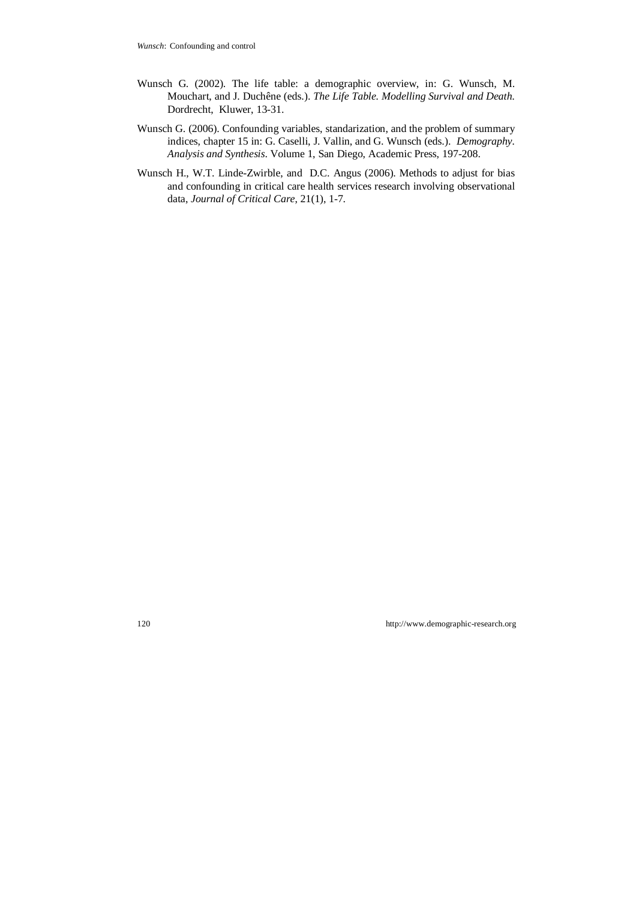Wunsch G. (2002). The life table: a demographic overview, in: G. Wunsch, M. Mouchart, and J. Duchêne (eds.). *The Life Table. Modelling Survival and Death.* Dordrecht, Kluwer, 13-31.

Wunsch G. (2006). Confounding variables, standarization, and the problem of summary indices, chapter 15 in: G. Caselli, J. Vallin, and G. Wunsch (eds.). *Demography. Analysis and Synthesis*. Volume 1, San Diego, Academic Press, 197-208.

Wunsch H., W.T. Linde-Zwirble, and D.C. Angus (2006). Methods to adjust for bias and confounding in critical care health services research involving observational data, *Journal of Critical Care*, 21(1), 1-7.